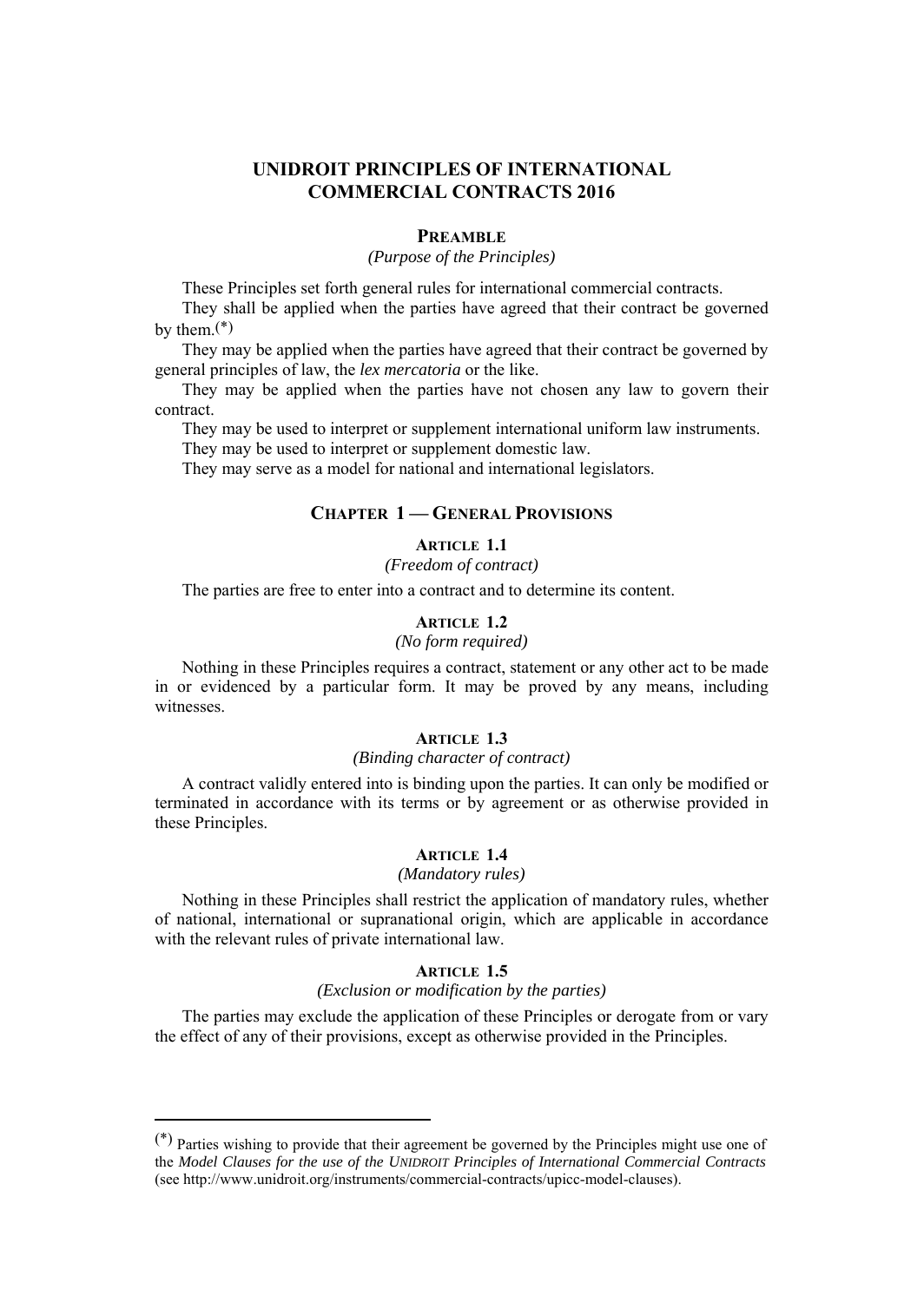# UNIDROIT PRINCIPLES OF INTERNATIONAL COMMERCIAL CONTRACTS 2016

## PREAMBLE

*(Purpose of the Principles)*

These Principles set forth general rules for international commercial contracts.

They shall be applied when the parties have agreed that their contract be governed by them.(*)

They may be applied when the parties have agreed that their contract be governed by general principles of law, the *lex mercatoria* or the like.

They may be applied when the parties have not chosen any law to govern their contract.

They may be used to interpret or supplement international uniform law instruments.

They may be used to interpret or supplement domestic law.

They may serve as a model for national and international legislators.

## CHAPTER 1 — GENERAL PROVISIONS

### ARTICLE 1.1

*(Freedom of contract)*

The parties are free to enter into a contract and to determine its content.

### ARTICLE 1.2

*(No form required)*

Nothing in these Principles requires a contract, statement or any other act to be made in or evidenced by a particular form. It may be proved by any means, including witnesses.

### ARTICLE 1.3

*(Binding character of contract)*

A contract validly entered into is binding upon the parties. It can only be modified or terminated in accordance with its terms or by agreement or as otherwise provided in these Principles.

### ARTICLE 1.4

*(Mandatory rules)*

Nothing in these Principles shall restrict the application of mandatory rules, whether of national, international or supranational origin, which are applicable in accordance with the relevant rules of private international law.

### ARTICLE 1.5

*(Exclusion or modification by the parties)*

The parties may exclude the application of these Principles or derogate from or vary the effect of any of their provisions, except as otherwise provided in the Principles.

---

(*) Parties wishing to provide that their agreement be governed by the Principles might use one of the *Model Clauses for the use of the UNIDROIT Principles of International Commercial Contracts* (see http://www.unidroit.org/instruments/commercial-contracts/upicc-model-clauses).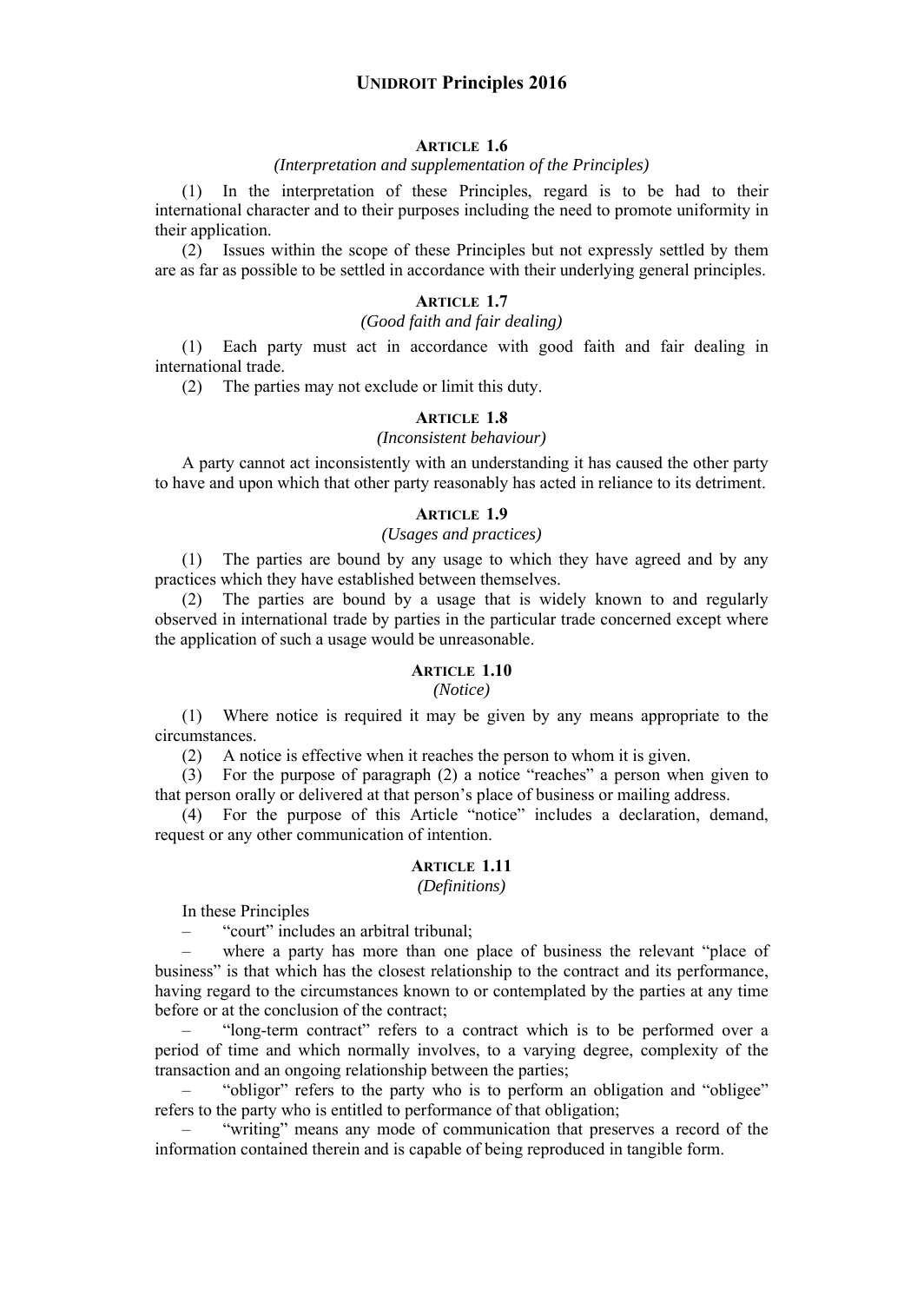### ARTICLE 1.6

*(Interpretation and supplementation of the Principles)*

(1) In the interpretation of these Principles, regard is to be had to their international character and to their purposes including the need to promote uniformity in their application.

(2) Issues within the scope of these Principles but not expressly settled by them are as far as possible to be settled in accordance with their underlying general principles.

### ARTICLE 1.7

*(Good faith and fair dealing)*

(1) Each party must act in accordance with good faith and fair dealing in international trade.

(2) The parties may not exclude or limit this duty.

### ARTICLE 1.8

*(Inconsistent behaviour)*

A party cannot act inconsistently with an understanding it has caused the other party to have and upon which that other party reasonably has acted in reliance to its detriment.

### ARTICLE 1.9

*(Usages and practices)*

(1) The parties are bound by any usage to which they have agreed and by any practices which they have established between themselves.

(2) The parties are bound by a usage that is widely known to and regularly observed in international trade by parties in the particular trade concerned except where the application of such a usage would be unreasonable.

### ARTICLE 1.10

*(Notice)*

(1) Where notice is required it may be given by any means appropriate to the circumstances.

(2) A notice is effective when it reaches the person to whom it is given.

(3) For the purpose of paragraph (2) a notice "reaches" a person when given to that person orally or delivered at that person's place of business or mailing address.

(4) For the purpose of this Article "notice" includes a declaration, demand, request or any other communication of intention.

### ARTICLE 1.11

*(Definitions)*

In these Principles

– "court" includes an arbitral tribunal;

– where a party has more than one place of business the relevant "place of business" is that which has the closest relationship to the contract and its performance, having regard to the circumstances known to or contemplated by the parties at any time before or at the conclusion of the contract;

– "long-term contract" refers to a contract which is to be performed over a period of time and which normally involves, to a varying degree, complexity of the transaction and an ongoing relationship between the parties;

– "obligor" refers to the party who is to perform an obligation and "obligee" refers to the party who is entitled to performance of that obligation;

– "writing" means any mode of communication that preserves a record of the information contained therein and is capable of being reproduced in tangible form.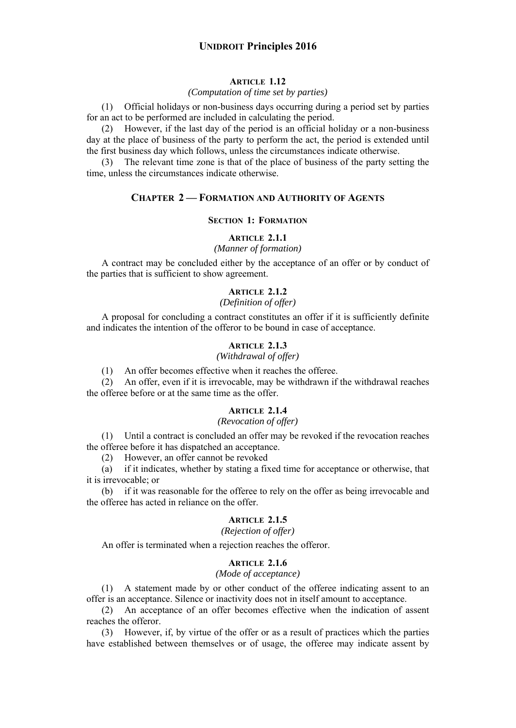### ARTICLE 1.12

*(Computation of time set by parties)*

(1) Official holidays or non-business days occurring during a period set by parties for an act to be performed are included in calculating the period.

(2) However, if the last day of the period is an official holiday or a non-business day at the place of business of the party to perform the act, the period is extended until the first business day which follows, unless the circumstances indicate otherwise.

(3) The relevant time zone is that of the place of business of the party setting the time, unless the circumstances indicate otherwise.

## CHAPTER 2 — FORMATION AND AUTHORITY OF AGENTS

### SECTION 1: FORMATION

### ARTICLE 2.1.1

*(Manner of formation)*

A contract may be concluded either by the acceptance of an offer or by conduct of the parties that is sufficient to show agreement.

### ARTICLE 2.1.2

*(Definition of offer)*

A proposal for concluding a contract constitutes an offer if it is sufficiently definite and indicates the intention of the offeror to be bound in case of acceptance.

### ARTICLE 2.1.3

*(Withdrawal of offer)*

(1) An offer becomes effective when it reaches the offeree.

(2) An offer, even if it is irrevocable, may be withdrawn if the withdrawal reaches the offeree before or at the same time as the offer.

### ARTICLE 2.1.4

*(Revocation of offer)*

(1) Until a contract is concluded an offer may be revoked if the revocation reaches the offeree before it has dispatched an acceptance.

(2) However, an offer cannot be revoked

(a) if it indicates, whether by stating a fixed time for acceptance or otherwise, that it is irrevocable; or

(b) if it was reasonable for the offeree to rely on the offer as being irrevocable and the offeree has acted in reliance on the offer.

### ARTICLE 2.1.5

*(Rejection of offer)*

An offer is terminated when a rejection reaches the offeror.

### ARTICLE 2.1.6

*(Mode of acceptance)*

(1) A statement made by or other conduct of the offeree indicating assent to an offer is an acceptance. Silence or inactivity does not in itself amount to acceptance.

(2) An acceptance of an offer becomes effective when the indication of assent reaches the offeror.

(3) However, if, by virtue of the offer or as a result of practices which the parties have established between themselves or of usage, the offeree may indicate assent by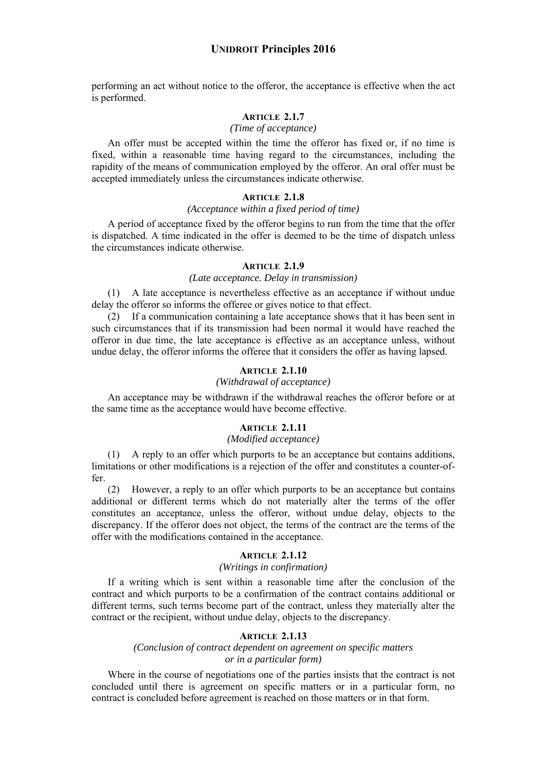performing an act without notice to the offeror, the acceptance is effective when the act is performed.

### ARTICLE 2.1.7
*(Time of acceptance)*

An offer must be accepted within the time the offeror has fixed or, if no time is fixed, within a reasonable time having regard to the circumstances, including the rapidity of the means of communication employed by the offeror. An oral offer must be accepted immediately unless the circumstances indicate otherwise.

### ARTICLE 2.1.8
*(Acceptance within a fixed period of time)*

A period of acceptance fixed by the offeror begins to run from the time that the offer is dispatched. A time indicated in the offer is deemed to be the time of dispatch unless the circumstances indicate otherwise.

### ARTICLE 2.1.9
*(Late acceptance. Delay in transmission)*

(1) A late acceptance is nevertheless effective as an acceptance if without undue delay the offeror so informs the offeree or gives notice to that effect.

(2) If a communication containing a late acceptance shows that it has been sent in such circumstances that if its transmission had been normal it would have reached the offeror in due time, the late acceptance is effective as an acceptance unless, without undue delay, the offeror informs the offeree that it considers the offer as having lapsed.

### ARTICLE 2.1.10
*(Withdrawal of acceptance)*

An acceptance may be withdrawn if the withdrawal reaches the offeror before or at the same time as the acceptance would have become effective.

### ARTICLE 2.1.11
*(Modified acceptance)*

(1) A reply to an offer which purports to be an acceptance but contains additions, limitations or other modifications is a rejection of the offer and constitutes a counter-offer.

(2) However, a reply to an offer which purports to be an acceptance but contains additional or different terms which do not materially alter the terms of the offer constitutes an acceptance, unless the offeror, without undue delay, objects to the discrepancy. If the offeror does not object, the terms of the contract are the terms of the offer with the modifications contained in the acceptance.

### ARTICLE 2.1.12
*(Writings in confirmation)*

If a writing which is sent within a reasonable time after the conclusion of the contract and which purports to be a confirmation of the contract contains additional or different terms, such terms become part of the contract, unless they materially alter the contract or the recipient, without undue delay, objects to the discrepancy.

### ARTICLE 2.1.13
*(Conclusion of contract dependent on agreement on specific matters or in a particular form)*

Where in the course of negotiations one of the parties insists that the contract is not concluded until there is agreement on specific matters or in a particular form, no contract is concluded before agreement is reached on those matters or in that form.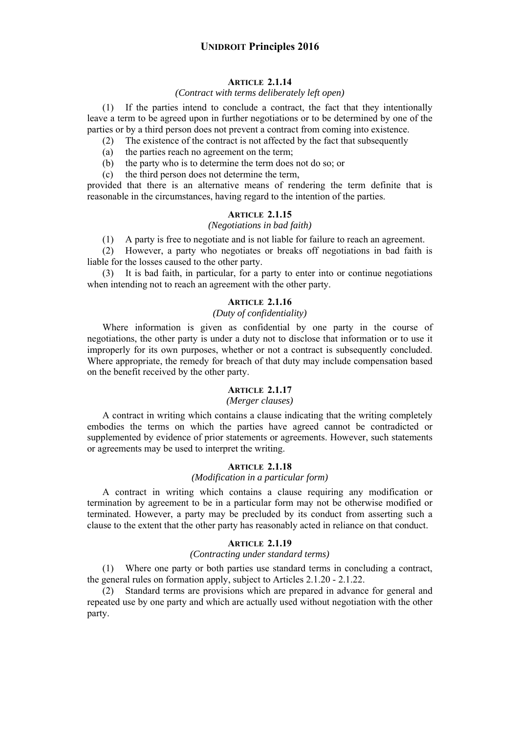### ARTICLE 2.1.14

*(Contract with terms deliberately left open)*

(1) If the parties intend to conclude a contract, the fact that they intentionally leave a term to be agreed upon in further negotiations or to be determined by one of the parties or by a third person does not prevent a contract from coming into existence.

(2) The existence of the contract is not affected by the fact that subsequently

(a) the parties reach no agreement on the term;

(b) the party who is to determine the term does not do so; or

(c) the third person does not determine the term,

provided that there is an alternative means of rendering the term definite that is reasonable in the circumstances, having regard to the intention of the parties.

### ARTICLE 2.1.15

*(Negotiations in bad faith)*

(1) A party is free to negotiate and is not liable for failure to reach an agreement.

(2) However, a party who negotiates or breaks off negotiations in bad faith is liable for the losses caused to the other party.

(3) It is bad faith, in particular, for a party to enter into or continue negotiations when intending not to reach an agreement with the other party.

### ARTICLE 2.1.16

*(Duty of confidentiality)*

Where information is given as confidential by one party in the course of negotiations, the other party is under a duty not to disclose that information or to use it improperly for its own purposes, whether or not a contract is subsequently concluded. Where appropriate, the remedy for breach of that duty may include compensation based on the benefit received by the other party.

### ARTICLE 2.1.17

*(Merger clauses)*

A contract in writing which contains a clause indicating that the writing completely embodies the terms on which the parties have agreed cannot be contradicted or supplemented by evidence of prior statements or agreements. However, such statements or agreements may be used to interpret the writing.

### ARTICLE 2.1.18

*(Modification in a particular form)*

A contract in writing which contains a clause requiring any modification or termination by agreement to be in a particular form may not be otherwise modified or terminated. However, a party may be precluded by its conduct from asserting such a clause to the extent that the other party has reasonably acted in reliance on that conduct.

### ARTICLE 2.1.19

*(Contracting under standard terms)*

(1) Where one party or both parties use standard terms in concluding a contract, the general rules on formation apply, subject to Articles 2.1.20 - 2.1.22.

(2) Standard terms are provisions which are prepared in advance for general and repeated use by one party and which are actually used without negotiation with the other party.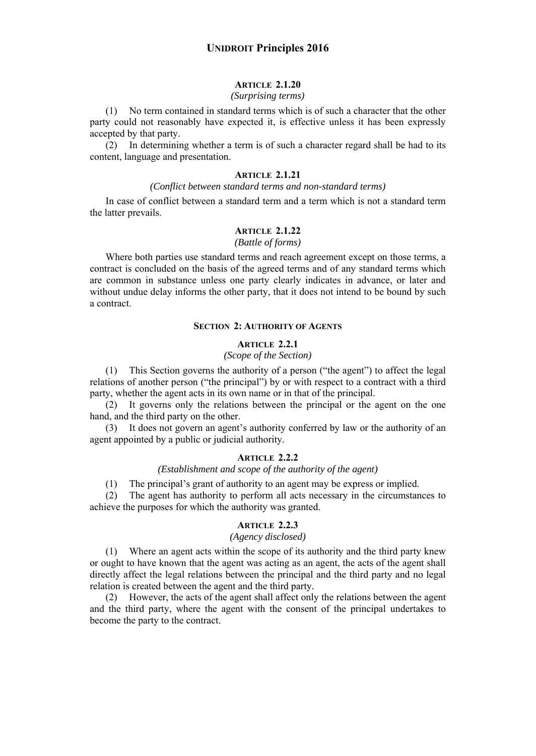### ARTICLE 2.1.20

*(Surprising terms)*

(1) No term contained in standard terms which is of such a character that the other party could not reasonably have expected it, is effective unless it has been expressly accepted by that party.

(2) In determining whether a term is of such a character regard shall be had to its content, language and presentation.

### ARTICLE 2.1.21

*(Conflict between standard terms and non-standard terms)*

In case of conflict between a standard term and a term which is not a standard term the latter prevails.

### ARTICLE 2.1.22

*(Battle of forms)*

Where both parties use standard terms and reach agreement except on those terms, a contract is concluded on the basis of the agreed terms and of any standard terms which are common in substance unless one party clearly indicates in advance, or later and without undue delay informs the other party, that it does not intend to be bound by such a contract.

## SECTION 2: AUTHORITY OF AGENTS

### ARTICLE 2.2.1

*(Scope of the Section)*

(1) This Section governs the authority of a person ("the agent") to affect the legal relations of another person ("the principal") by or with respect to a contract with a third party, whether the agent acts in its own name or in that of the principal.

(2) It governs only the relations between the principal or the agent on the one hand, and the third party on the other.

(3) It does not govern an agent's authority conferred by law or the authority of an agent appointed by a public or judicial authority.

### ARTICLE 2.2.2

*(Establishment and scope of the authority of the agent)*

(1) The principal's grant of authority to an agent may be express or implied.

(2) The agent has authority to perform all acts necessary in the circumstances to achieve the purposes for which the authority was granted.

### ARTICLE 2.2.3

*(Agency disclosed)*

(1) Where an agent acts within the scope of its authority and the third party knew or ought to have known that the agent was acting as an agent, the acts of the agent shall directly affect the legal relations between the principal and the third party and no legal relation is created between the agent and the third party.

(2) However, the acts of the agent shall affect only the relations between the agent and the third party, where the agent with the consent of the principal undertakes to become the party to the contract.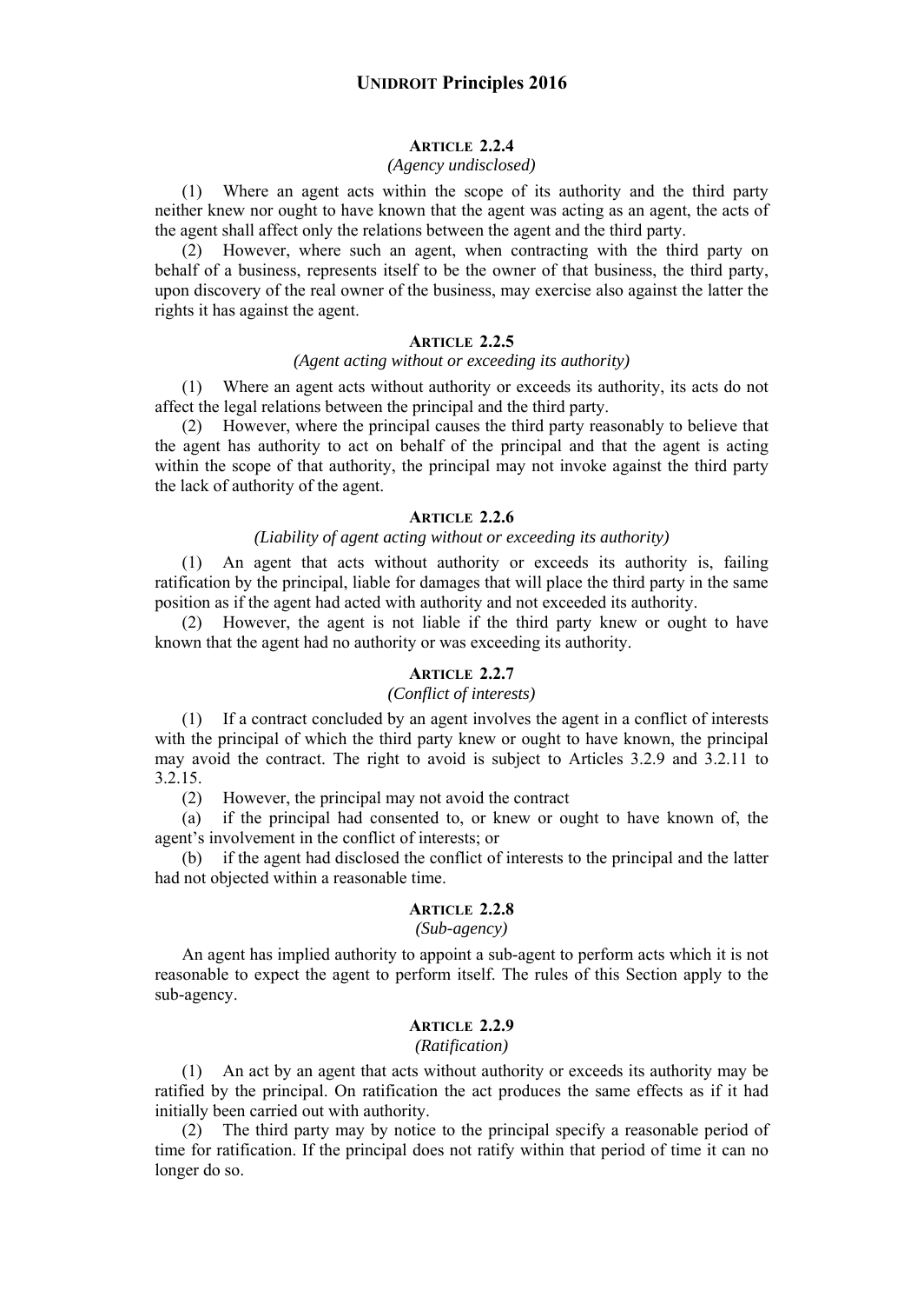#### ARTICLE 2.2.4

*(Agency undisclosed)*

(1) Where an agent acts within the scope of its authority and the third party neither knew nor ought to have known that the agent was acting as an agent, the acts of the agent shall affect only the relations between the agent and the third party.

(2) However, where such an agent, when contracting with the third party on behalf of a business, represents itself to be the owner of that business, the third party, upon discovery of the real owner of the business, may exercise also against the latter the rights it has against the agent.

#### ARTICLE 2.2.5

*(Agent acting without or exceeding its authority)*

(1) Where an agent acts without authority or exceeds its authority, its acts do not affect the legal relations between the principal and the third party.

(2) However, where the principal causes the third party reasonably to believe that the agent has authority to act on behalf of the principal and that the agent is acting within the scope of that authority, the principal may not invoke against the third party the lack of authority of the agent.

#### ARTICLE 2.2.6

*(Liability of agent acting without or exceeding its authority)*

(1) An agent that acts without authority or exceeds its authority is, failing ratification by the principal, liable for damages that will place the third party in the same position as if the agent had acted with authority and not exceeded its authority.

(2) However, the agent is not liable if the third party knew or ought to have known that the agent had no authority or was exceeding its authority.

#### ARTICLE 2.2.7

*(Conflict of interests)*

(1) If a contract concluded by an agent involves the agent in a conflict of interests with the principal of which the third party knew or ought to have known, the principal may avoid the contract. The right to avoid is subject to Articles 3.2.9 and 3.2.11 to 3.2.15.

(2) However, the principal may not avoid the contract

(a) if the principal had consented to, or knew or ought to have known of, the agent's involvement in the conflict of interests; or

(b) if the agent had disclosed the conflict of interests to the principal and the latter had not objected within a reasonable time.

#### ARTICLE 2.2.8

*(Sub-agency)*

An agent has implied authority to appoint a sub-agent to perform acts which it is not reasonable to expect the agent to perform itself. The rules of this Section apply to the sub-agency.

#### ARTICLE 2.2.9

*(Ratification)*

(1) An act by an agent that acts without authority or exceeds its authority may be ratified by the principal. On ratification the act produces the same effects as if it had initially been carried out with authority.

(2) The third party may by notice to the principal specify a reasonable period of time for ratification. If the principal does not ratify within that period of time it can no longer do so.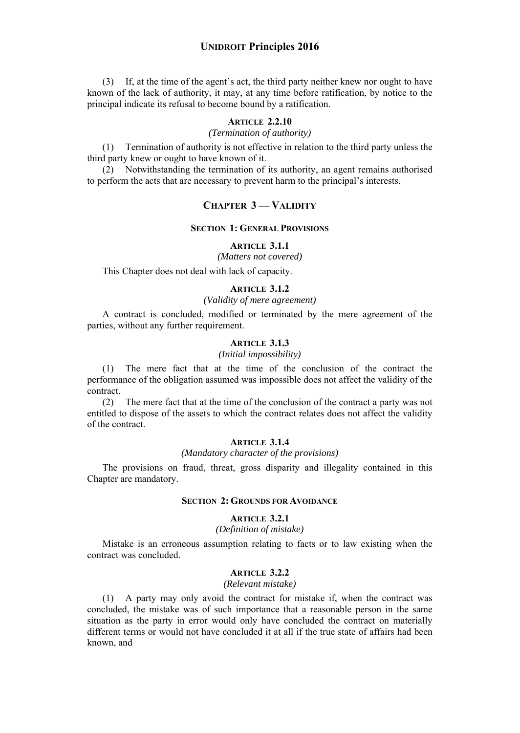(3) If, at the time of the agent's act, the third party neither knew nor ought to have known of the lack of authority, it may, at any time before ratification, by notice to the principal indicate its refusal to become bound by a ratification.

#### ARTICLE 2.2.10
*(Termination of authority)*

(1) Termination of authority is not effective in relation to the third party unless the third party knew or ought to have known of it.

(2) Notwithstanding the termination of its authority, an agent remains authorised to perform the acts that are necessary to prevent harm to the principal's interests.

## CHAPTER 3 — VALIDITY

### SECTION 1: GENERAL PROVISIONS

#### ARTICLE 3.1.1
*(Matters not covered)*

This Chapter does not deal with lack of capacity.

#### ARTICLE 3.1.2
*(Validity of mere agreement)*

A contract is concluded, modified or terminated by the mere agreement of the parties, without any further requirement.

#### ARTICLE 3.1.3
*(Initial impossibility)*

(1) The mere fact that at the time of the conclusion of the contract the performance of the obligation assumed was impossible does not affect the validity of the contract.

(2) The mere fact that at the time of the conclusion of the contract a party was not entitled to dispose of the assets to which the contract relates does not affect the validity of the contract.

#### ARTICLE 3.1.4
*(Mandatory character of the provisions)*

The provisions on fraud, threat, gross disparity and illegality contained in this Chapter are mandatory.

### SECTION 2: GROUNDS FOR AVOIDANCE

#### ARTICLE 3.2.1
*(Definition of mistake)*

Mistake is an erroneous assumption relating to facts or to law existing when the contract was concluded.

#### ARTICLE 3.2.2
*(Relevant mistake)*

(1) A party may only avoid the contract for mistake if, when the contract was concluded, the mistake was of such importance that a reasonable person in the same situation as the party in error would only have concluded the contract on materially different terms or would not have concluded it at all if the true state of affairs had been known, and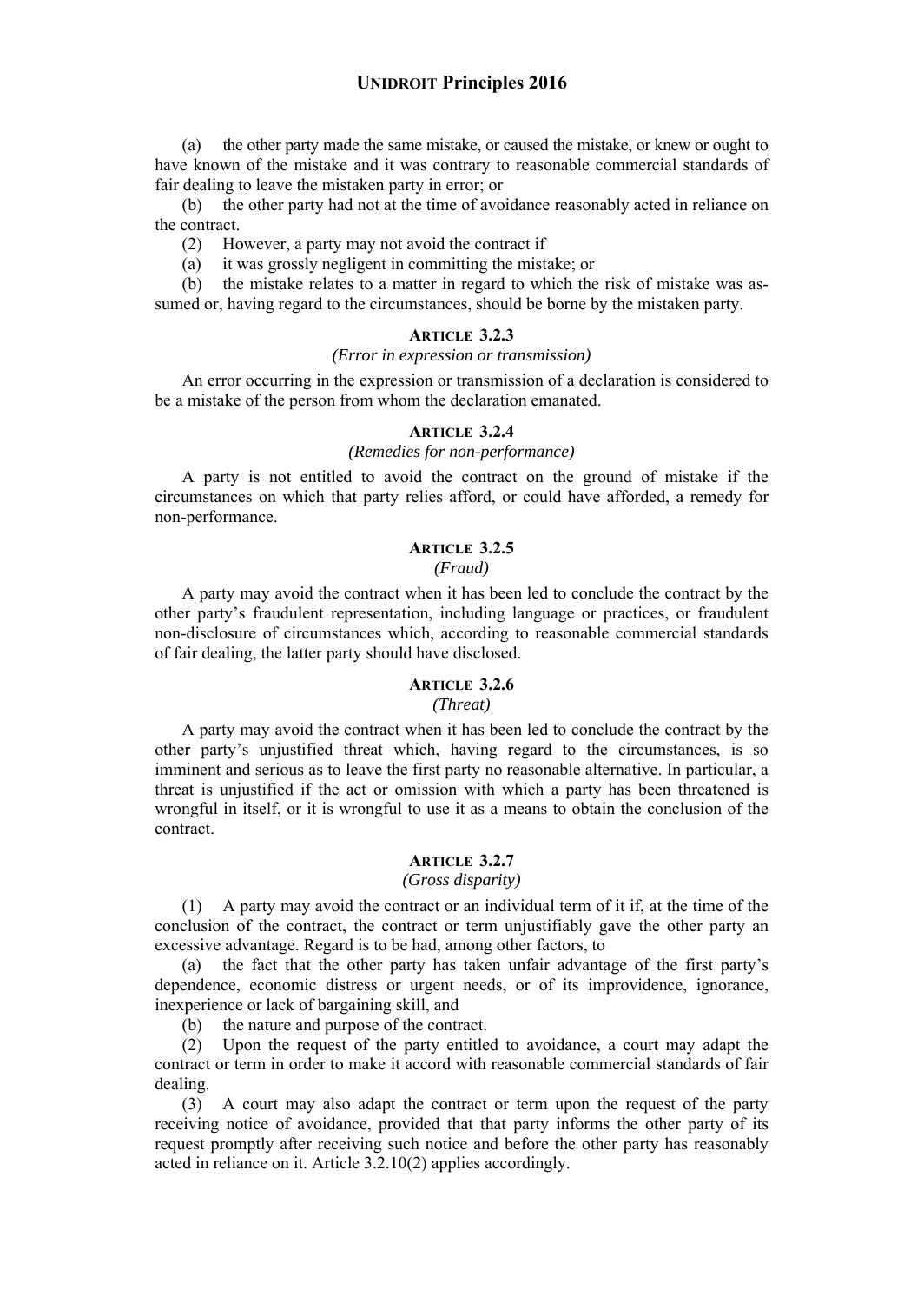(a) the other party made the same mistake, or caused the mistake, or knew or ought to have known of the mistake and it was contrary to reasonable commercial standards of fair dealing to leave the mistaken party in error; or

(b) the other party had not at the time of avoidance reasonably acted in reliance on the contract.

(2) However, a party may not avoid the contract if

(a) it was grossly negligent in committing the mistake; or

(b) the mistake relates to a matter in regard to which the risk of mistake was assumed or, having regard to the circumstances, should be borne by the mistaken party.

### ARTICLE 3.2.3

*(Error in expression or transmission)*

An error occurring in the expression or transmission of a declaration is considered to be a mistake of the person from whom the declaration emanated.

### ARTICLE 3.2.4

*(Remedies for non-performance)*

A party is not entitled to avoid the contract on the ground of mistake if the circumstances on which that party relies afford, or could have afforded, a remedy for non-performance.

### ARTICLE 3.2.5

*(Fraud)*

A party may avoid the contract when it has been led to conclude the contract by the other party's fraudulent representation, including language or practices, or fraudulent non-disclosure of circumstances which, according to reasonable commercial standards of fair dealing, the latter party should have disclosed.

### ARTICLE 3.2.6

*(Threat)*

A party may avoid the contract when it has been led to conclude the contract by the other party's unjustified threat which, having regard to the circumstances, is so imminent and serious as to leave the first party no reasonable alternative. In particular, a threat is unjustified if the act or omission with which a party has been threatened is wrongful in itself, or it is wrongful to use it as a means to obtain the conclusion of the contract.

### ARTICLE 3.2.7

*(Gross disparity)*

(1) A party may avoid the contract or an individual term of it if, at the time of the conclusion of the contract, the contract or term unjustifiably gave the other party an excessive advantage. Regard is to be had, among other factors, to

(a) the fact that the other party has taken unfair advantage of the first party's dependence, economic distress or urgent needs, or of its improvidence, ignorance, inexperience or lack of bargaining skill, and

(b) the nature and purpose of the contract.

(2) Upon the request of the party entitled to avoidance, a court may adapt the contract or term in order to make it accord with reasonable commercial standards of fair dealing.

(3) A court may also adapt the contract or term upon the request of the party receiving notice of avoidance, provided that that party informs the other party of its request promptly after receiving such notice and before the other party has reasonably acted in reliance on it. Article 3.2.10(2) applies accordingly.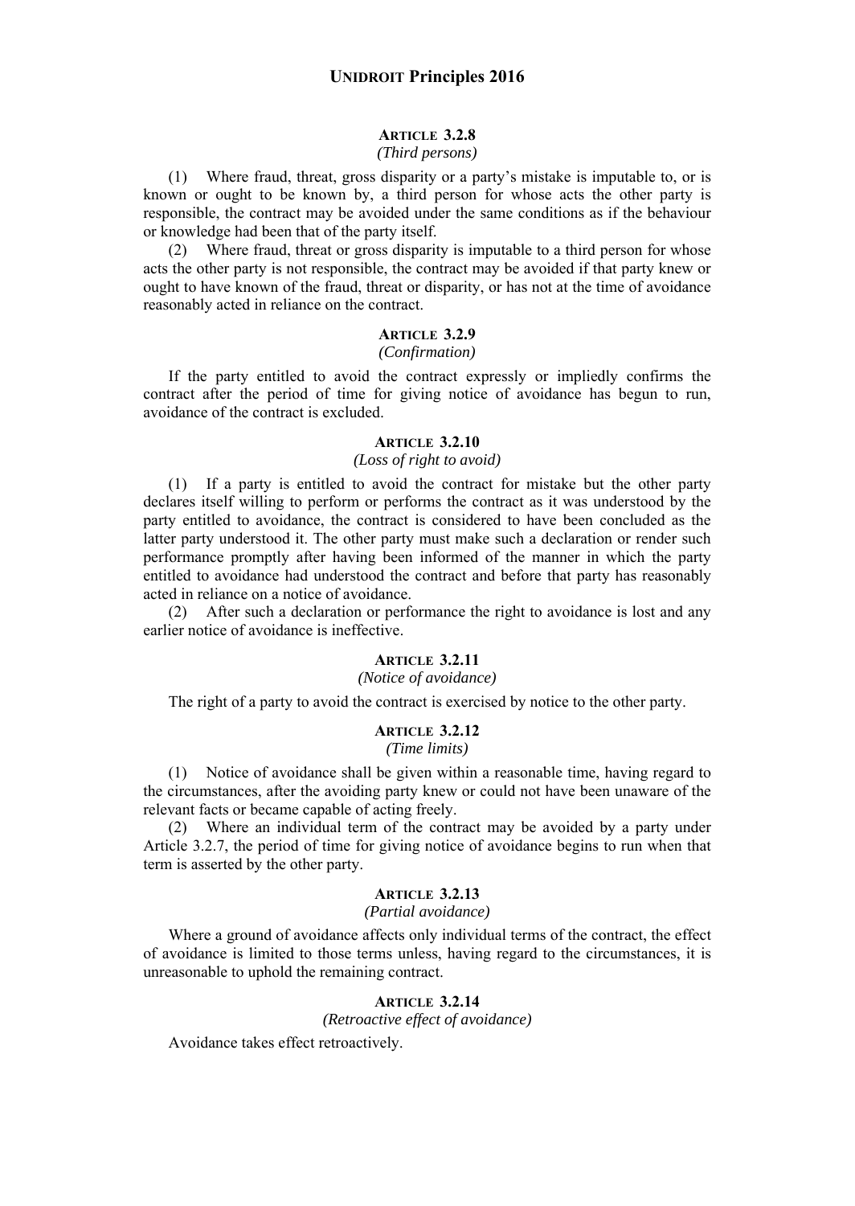### ARTICLE 3.2.8

*(Third persons)*

(1) Where fraud, threat, gross disparity or a party's mistake is imputable to, or is known or ought to be known by, a third person for whose acts the other party is responsible, the contract may be avoided under the same conditions as if the behaviour or knowledge had been that of the party itself.

(2) Where fraud, threat or gross disparity is imputable to a third person for whose acts the other party is not responsible, the contract may be avoided if that party knew or ought to have known of the fraud, threat or disparity, or has not at the time of avoidance reasonably acted in reliance on the contract.

### ARTICLE 3.2.9

*(Confirmation)*

If the party entitled to avoid the contract expressly or impliedly confirms the contract after the period of time for giving notice of avoidance has begun to run, avoidance of the contract is excluded.

### ARTICLE 3.2.10

*(Loss of right to avoid)*

(1) If a party is entitled to avoid the contract for mistake but the other party declares itself willing to perform or performs the contract as it was understood by the party entitled to avoidance, the contract is considered to have been concluded as the latter party understood it. The other party must make such a declaration or render such performance promptly after having been informed of the manner in which the party entitled to avoidance had understood the contract and before that party has reasonably acted in reliance on a notice of avoidance.

(2) After such a declaration or performance the right to avoidance is lost and any earlier notice of avoidance is ineffective.

### ARTICLE 3.2.11

*(Notice of avoidance)*

The right of a party to avoid the contract is exercised by notice to the other party.

### ARTICLE 3.2.12

*(Time limits)*

(1) Notice of avoidance shall be given within a reasonable time, having regard to the circumstances, after the avoiding party knew or could not have been unaware of the relevant facts or became capable of acting freely.

(2) Where an individual term of the contract may be avoided by a party under Article 3.2.7, the period of time for giving notice of avoidance begins to run when that term is asserted by the other party.

### ARTICLE 3.2.13

*(Partial avoidance)*

Where a ground of avoidance affects only individual terms of the contract, the effect of avoidance is limited to those terms unless, having regard to the circumstances, it is unreasonable to uphold the remaining contract.

### ARTICLE 3.2.14

*(Retroactive effect of avoidance)*

Avoidance takes effect retroactively.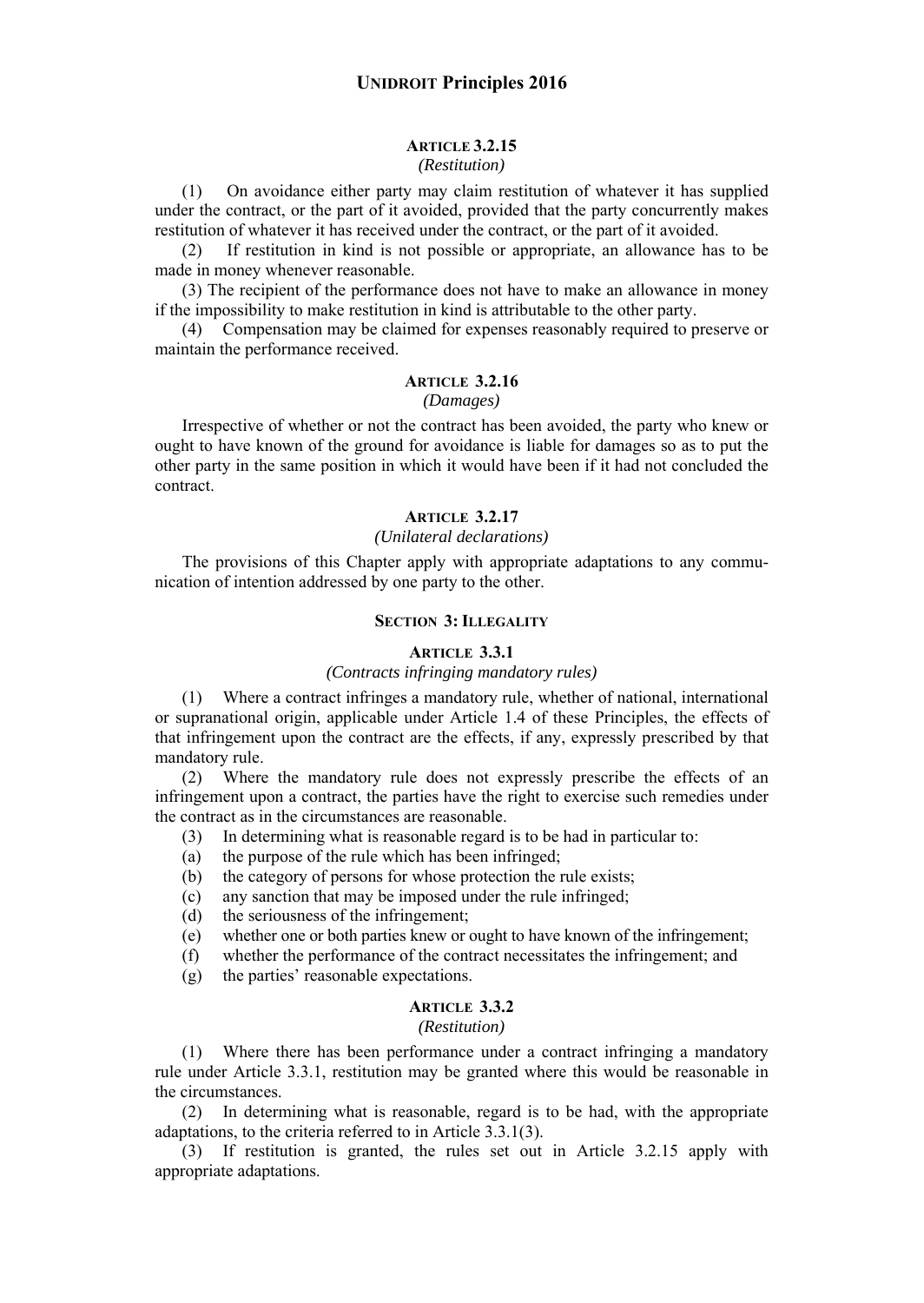### ARTICLE 3.2.15

*(Restitution)*

(1) On avoidance either party may claim restitution of whatever it has supplied under the contract, or the part of it avoided, provided that the party concurrently makes restitution of whatever it has received under the contract, or the part of it avoided.

(2) If restitution in kind is not possible or appropriate, an allowance has to be made in money whenever reasonable.

(3) The recipient of the performance does not have to make an allowance in money if the impossibility to make restitution in kind is attributable to the other party.

(4) Compensation may be claimed for expenses reasonably required to preserve or maintain the performance received.

### ARTICLE 3.2.16

*(Damages)*

Irrespective of whether or not the contract has been avoided, the party who knew or ought to have known of the ground for avoidance is liable for damages so as to put the other party in the same position in which it would have been if it had not concluded the contract.

### ARTICLE 3.2.17

*(Unilateral declarations)*

The provisions of this Chapter apply with appropriate adaptations to any communication of intention addressed by one party to the other.

## SECTION 3: ILLEGALITY

### ARTICLE 3.3.1

*(Contracts infringing mandatory rules)*

(1) Where a contract infringes a mandatory rule, whether of national, international or supranational origin, applicable under Article 1.4 of these Principles, the effects of that infringement upon the contract are the effects, if any, expressly prescribed by that mandatory rule.

(2) Where the mandatory rule does not expressly prescribe the effects of an infringement upon a contract, the parties have the right to exercise such remedies under the contract as in the circumstances are reasonable.

(3) In determining what is reasonable regard is to be had in particular to:

(a) the purpose of the rule which has been infringed;

(b) the category of persons for whose protection the rule exists;

(c) any sanction that may be imposed under the rule infringed;

(d) the seriousness of the infringement;

(e) whether one or both parties knew or ought to have known of the infringement;

(f) whether the performance of the contract necessitates the infringement; and

(g) the parties' reasonable expectations.

### ARTICLE 3.3.2

*(Restitution)*

(1) Where there has been performance under a contract infringing a mandatory rule under Article 3.3.1, restitution may be granted where this would be reasonable in the circumstances.

(2) In determining what is reasonable, regard is to be had, with the appropriate adaptations, to the criteria referred to in Article 3.3.1(3).

(3) If restitution is granted, the rules set out in Article 3.2.15 apply with appropriate adaptations.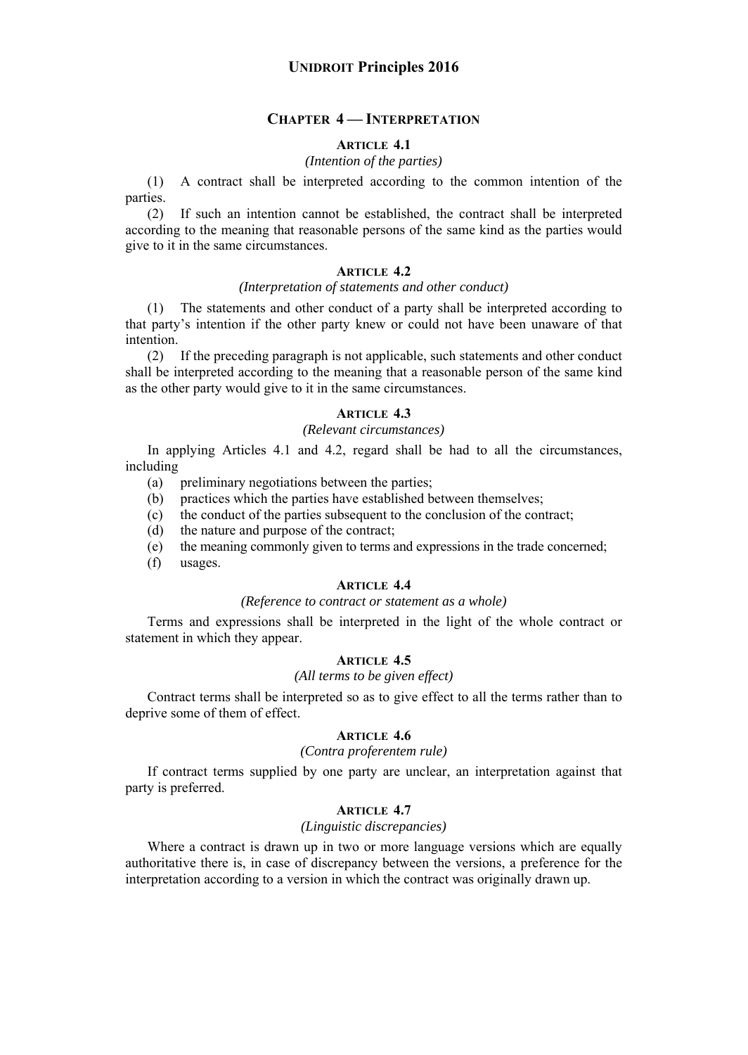## CHAPTER 4 — INTERPRETATION

### ARTICLE 4.1

*(Intention of the parties)*

(1) A contract shall be interpreted according to the common intention of the parties.

(2) If such an intention cannot be established, the contract shall be interpreted according to the meaning that reasonable persons of the same kind as the parties would give to it in the same circumstances.

### ARTICLE 4.2

*(Interpretation of statements and other conduct)*

(1) The statements and other conduct of a party shall be interpreted according to that party's intention if the other party knew or could not have been unaware of that intention.

(2) If the preceding paragraph is not applicable, such statements and other conduct shall be interpreted according to the meaning that a reasonable person of the same kind as the other party would give to it in the same circumstances.

### ARTICLE 4.3

*(Relevant circumstances)*

In applying Articles 4.1 and 4.2, regard shall be had to all the circumstances, including

(a) preliminary negotiations between the parties;
(b) practices which the parties have established between themselves;
(c) the conduct of the parties subsequent to the conclusion of the contract;
(d) the nature and purpose of the contract;
(e) the meaning commonly given to terms and expressions in the trade concerned;
(f) usages.

### ARTICLE 4.4

*(Reference to contract or statement as a whole)*

Terms and expressions shall be interpreted in the light of the whole contract or statement in which they appear.

### ARTICLE 4.5

*(All terms to be given effect)*

Contract terms shall be interpreted so as to give effect to all the terms rather than to deprive some of them of effect.

### ARTICLE 4.6

*(Contra proferentem rule)*

If contract terms supplied by one party are unclear, an interpretation against that party is preferred.

### ARTICLE 4.7

*(Linguistic discrepancies)*

Where a contract is drawn up in two or more language versions which are equally authoritative there is, in case of discrepancy between the versions, a preference for the interpretation according to a version in which the contract was originally drawn up.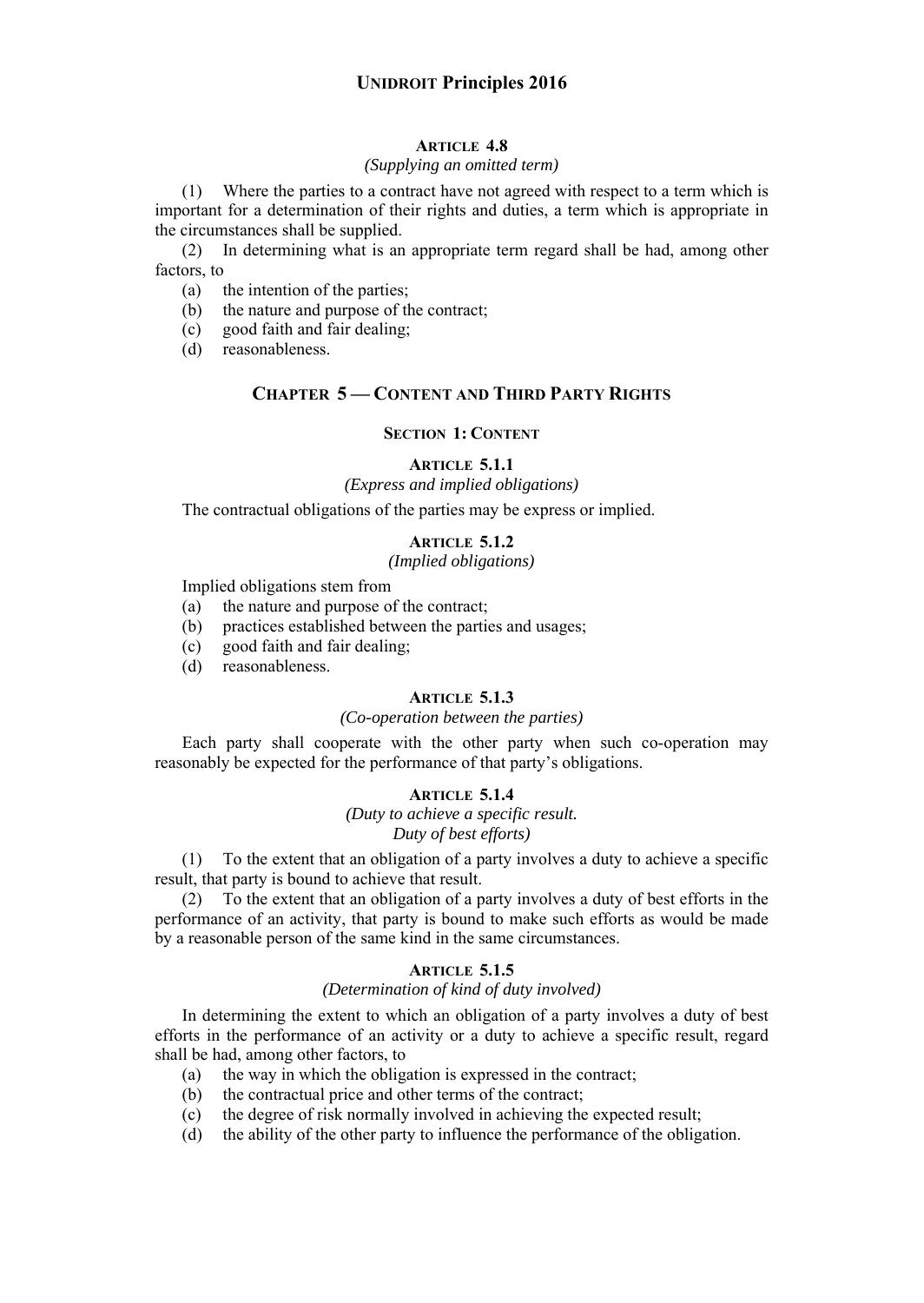#### ARTICLE 4.8

*(Supplying an omitted term)*

(1) Where the parties to a contract have not agreed with respect to a term which is important for a determination of their rights and duties, a term which is appropriate in the circumstances shall be supplied.

(2) In determining what is an appropriate term regard shall be had, among other factors, to

(a) the intention of the parties;
(b) the nature and purpose of the contract;
(c) good faith and fair dealing;
(d) reasonableness.

## CHAPTER 5 — CONTENT AND THIRD PARTY RIGHTS

### SECTION 1: CONTENT

#### ARTICLE 5.1.1

*(Express and implied obligations)*

The contractual obligations of the parties may be express or implied.

#### ARTICLE 5.1.2

*(Implied obligations)*

Implied obligations stem from

(a) the nature and purpose of the contract;
(b) practices established between the parties and usages;
(c) good faith and fair dealing;
(d) reasonableness.

#### ARTICLE 5.1.3

*(Co-operation between the parties)*

Each party shall cooperate with the other party when such co-operation may reasonably be expected for the performance of that party's obligations.

#### ARTICLE 5.1.4

*(Duty to achieve a specific result.*
*Duty of best efforts)*

(1) To the extent that an obligation of a party involves a duty to achieve a specific result, that party is bound to achieve that result.

(2) To the extent that an obligation of a party involves a duty of best efforts in the performance of an activity, that party is bound to make such efforts as would be made by a reasonable person of the same kind in the same circumstances.

#### ARTICLE 5.1.5

*(Determination of kind of duty involved)*

In determining the extent to which an obligation of a party involves a duty of best efforts in the performance of an activity or a duty to achieve a specific result, regard shall be had, among other factors, to

(a) the way in which the obligation is expressed in the contract;
(b) the contractual price and other terms of the contract;
(c) the degree of risk normally involved in achieving the expected result;
(d) the ability of the other party to influence the performance of the obligation.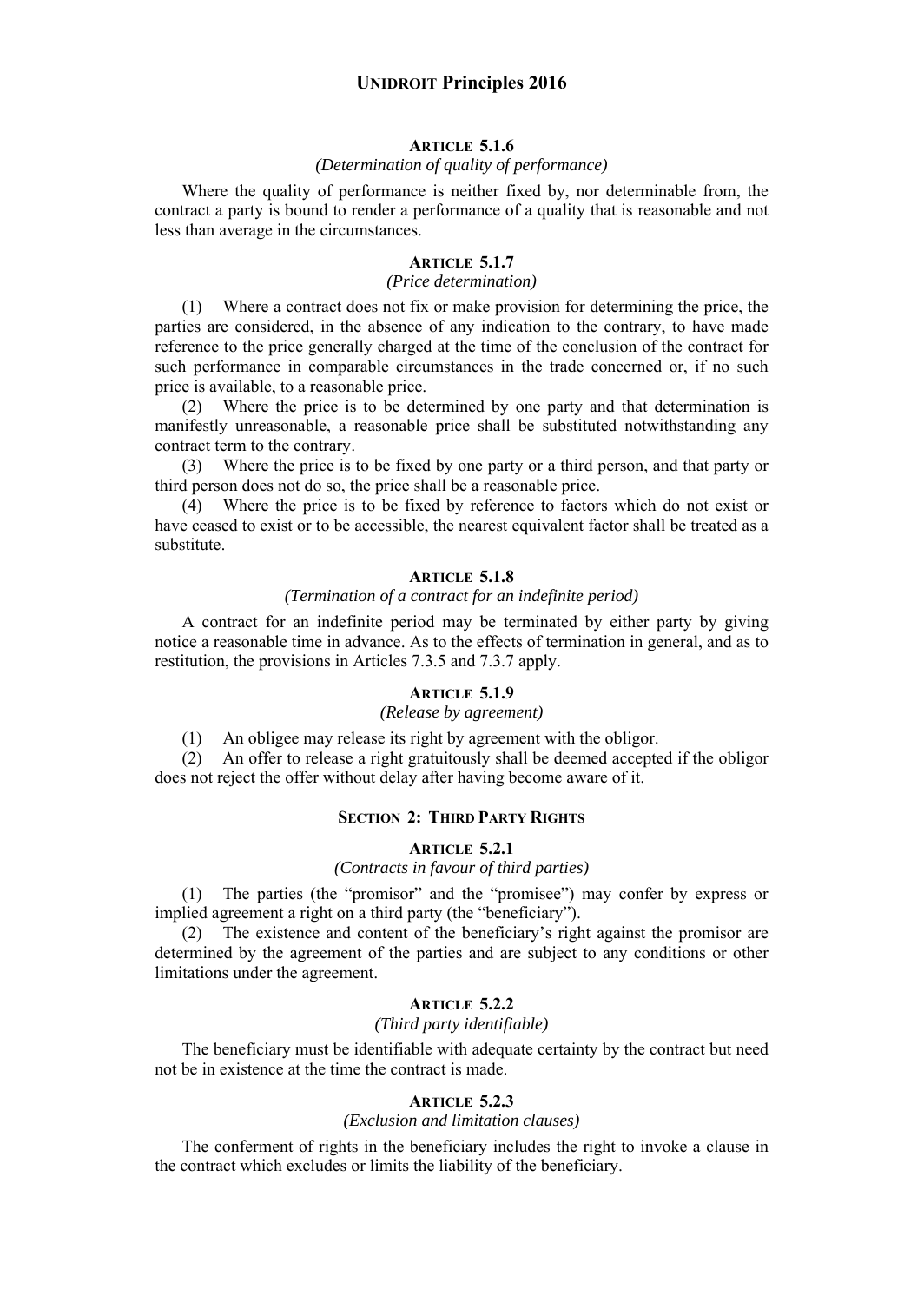#### ARTICLE 5.1.6

*(Determination of quality of performance)*

Where the quality of performance is neither fixed by, nor determinable from, the contract a party is bound to render a performance of a quality that is reasonable and not less than average in the circumstances.

#### ARTICLE 5.1.7

*(Price determination)*

(1) Where a contract does not fix or make provision for determining the price, the parties are considered, in the absence of any indication to the contrary, to have made reference to the price generally charged at the time of the conclusion of the contract for such performance in comparable circumstances in the trade concerned or, if no such price is available, to a reasonable price.

(2) Where the price is to be determined by one party and that determination is manifestly unreasonable, a reasonable price shall be substituted notwithstanding any contract term to the contrary.

(3) Where the price is to be fixed by one party or a third person, and that party or third person does not do so, the price shall be a reasonable price.

(4) Where the price is to be fixed by reference to factors which do not exist or have ceased to exist or to be accessible, the nearest equivalent factor shall be treated as a substitute.

#### ARTICLE 5.1.8

*(Termination of a contract for an indefinite period)*

A contract for an indefinite period may be terminated by either party by giving notice a reasonable time in advance. As to the effects of termination in general, and as to restitution, the provisions in Articles 7.3.5 and 7.3.7 apply.

#### ARTICLE 5.1.9

*(Release by agreement)*

(1) An obligee may release its right by agreement with the obligor.

(2) An offer to release a right gratuitously shall be deemed accepted if the obligor does not reject the offer without delay after having become aware of it.

### SECTION 2: THIRD PARTY RIGHTS

#### ARTICLE 5.2.1

*(Contracts in favour of third parties)*

(1) The parties (the "promisor" and the "promisee") may confer by express or implied agreement a right on a third party (the "beneficiary").

(2) The existence and content of the beneficiary's right against the promisor are determined by the agreement of the parties and are subject to any conditions or other limitations under the agreement.

#### ARTICLE 5.2.2

*(Third party identifiable)*

The beneficiary must be identifiable with adequate certainty by the contract but need not be in existence at the time the contract is made.

#### ARTICLE 5.2.3

*(Exclusion and limitation clauses)*

The conferment of rights in the beneficiary includes the right to invoke a clause in the contract which excludes or limits the liability of the beneficiary.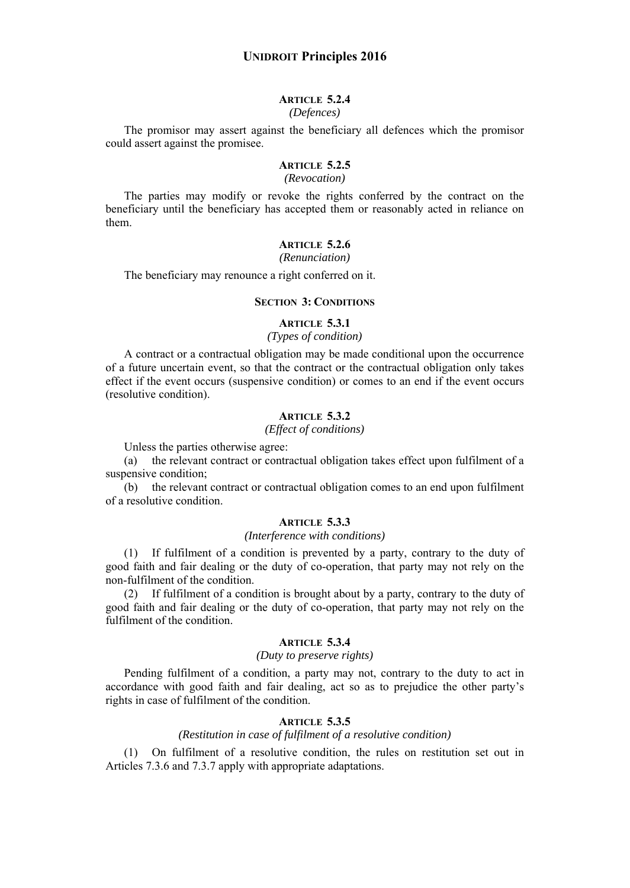### ARTICLE 5.2.4

*(Defences)*

The promisor may assert against the beneficiary all defences which the promisor could assert against the promisee.

### ARTICLE 5.2.5

*(Revocation)*

The parties may modify or revoke the rights conferred by the contract on the beneficiary until the beneficiary has accepted them or reasonably acted in reliance on them.

### ARTICLE 5.2.6

*(Renunciation)*

The beneficiary may renounce a right conferred on it.

## SECTION 3: CONDITIONS

### ARTICLE 5.3.1

*(Types of condition)*

A contract or a contractual obligation may be made conditional upon the occurrence of a future uncertain event, so that the contract or the contractual obligation only takes effect if the event occurs (suspensive condition) or comes to an end if the event occurs (resolutive condition).

### ARTICLE 5.3.2

*(Effect of conditions)*

Unless the parties otherwise agree:

(a) the relevant contract or contractual obligation takes effect upon fulfilment of a suspensive condition;

(b) the relevant contract or contractual obligation comes to an end upon fulfilment of a resolutive condition.

### ARTICLE 5.3.3

*(Interference with conditions)*

(1) If fulfilment of a condition is prevented by a party, contrary to the duty of good faith and fair dealing or the duty of co-operation, that party may not rely on the non-fulfilment of the condition.

(2) If fulfilment of a condition is brought about by a party, contrary to the duty of good faith and fair dealing or the duty of co-operation, that party may not rely on the fulfilment of the condition.

### ARTICLE 5.3.4

*(Duty to preserve rights)*

Pending fulfilment of a condition, a party may not, contrary to the duty to act in accordance with good faith and fair dealing, act so as to prejudice the other party's rights in case of fulfilment of the condition.

### ARTICLE 5.3.5

*(Restitution in case of fulfilment of a resolutive condition)*

(1) On fulfilment of a resolutive condition, the rules on restitution set out in Articles 7.3.6 and 7.3.7 apply with appropriate adaptations.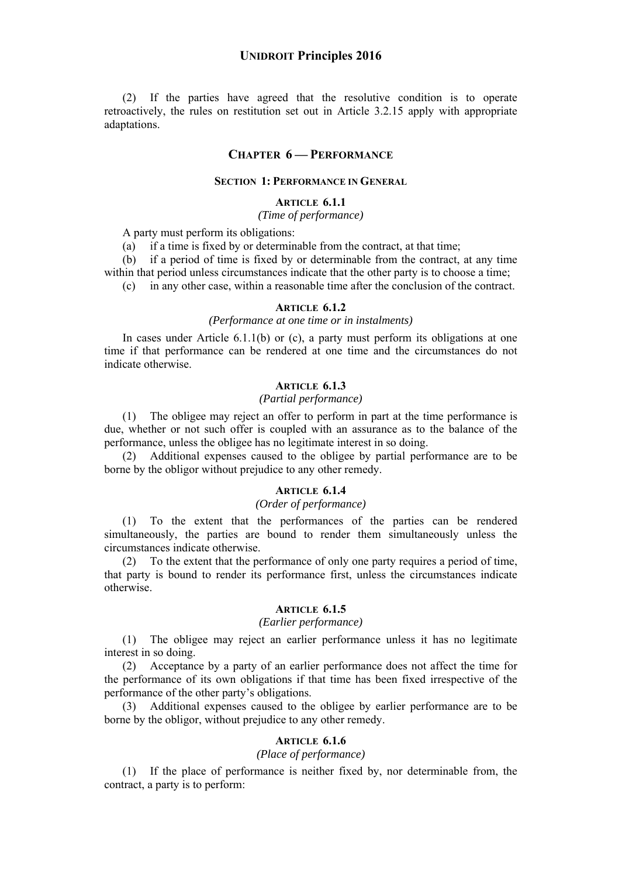(2) If the parties have agreed that the resolutive condition is to operate retroactively, the rules on restitution set out in Article 3.2.15 apply with appropriate adaptations.

## CHAPTER 6 — PERFORMANCE

### SECTION 1: PERFORMANCE IN GENERAL

#### ARTICLE 6.1.1

*(Time of performance)*

A party must perform its obligations:

(a) if a time is fixed by or determinable from the contract, at that time;

(b) if a period of time is fixed by or determinable from the contract, at any time within that period unless circumstances indicate that the other party is to choose a time;

(c) in any other case, within a reasonable time after the conclusion of the contract.

#### ARTICLE 6.1.2

*(Performance at one time or in instalments)*

In cases under Article 6.1.1(b) or (c), a party must perform its obligations at one time if that performance can be rendered at one time and the circumstances do not indicate otherwise.

#### ARTICLE 6.1.3

*(Partial performance)*

(1) The obligee may reject an offer to perform in part at the time performance is due, whether or not such offer is coupled with an assurance as to the balance of the performance, unless the obligee has no legitimate interest in so doing.

(2) Additional expenses caused to the obligee by partial performance are to be borne by the obligor without prejudice to any other remedy.

#### ARTICLE 6.1.4

*(Order of performance)*

(1) To the extent that the performances of the parties can be rendered simultaneously, the parties are bound to render them simultaneously unless the circumstances indicate otherwise.

(2) To the extent that the performance of only one party requires a period of time, that party is bound to render its performance first, unless the circumstances indicate otherwise.

#### ARTICLE 6.1.5

*(Earlier performance)*

(1) The obligee may reject an earlier performance unless it has no legitimate interest in so doing.

(2) Acceptance by a party of an earlier performance does not affect the time for the performance of its own obligations if that time has been fixed irrespective of the performance of the other party's obligations.

(3) Additional expenses caused to the obligee by earlier performance are to be borne by the obligor, without prejudice to any other remedy.

#### ARTICLE 6.1.6

*(Place of performance)*

(1) If the place of performance is neither fixed by, nor determinable from, the contract, a party is to perform: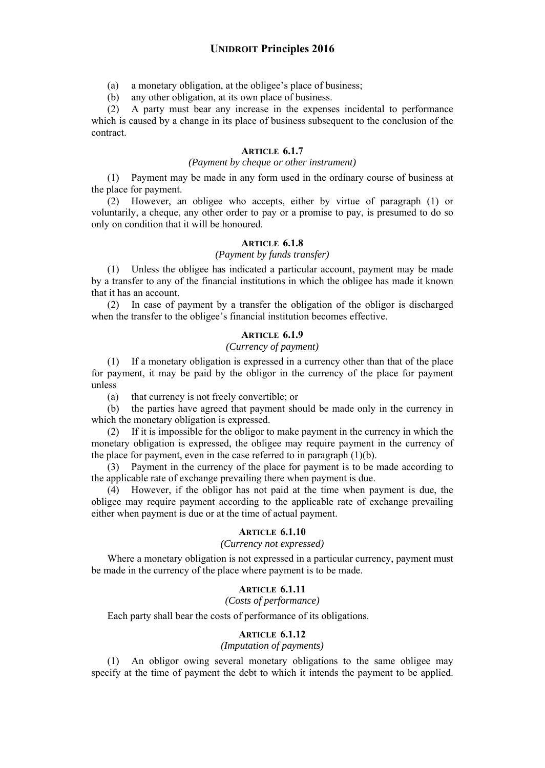(a) a monetary obligation, at the obligee's place of business;

(b) any other obligation, at its own place of business.

(2) A party must bear any increase in the expenses incidental to performance which is caused by a change in its place of business subsequent to the conclusion of the contract.

#### ARTICLE 6.1.7

*(Payment by cheque or other instrument)*

(1) Payment may be made in any form used in the ordinary course of business at the place for payment.

(2) However, an obligee who accepts, either by virtue of paragraph (1) or voluntarily, a cheque, any other order to pay or a promise to pay, is presumed to do so only on condition that it will be honoured.

#### ARTICLE 6.1.8

*(Payment by funds transfer)*

(1) Unless the obligee has indicated a particular account, payment may be made by a transfer to any of the financial institutions in which the obligee has made it known that it has an account.

(2) In case of payment by a transfer the obligation of the obligor is discharged when the transfer to the obligee's financial institution becomes effective.

#### ARTICLE 6.1.9

*(Currency of payment)*

(1) If a monetary obligation is expressed in a currency other than that of the place for payment, it may be paid by the obligor in the currency of the place for payment unless

(a) that currency is not freely convertible; or

(b) the parties have agreed that payment should be made only in the currency in which the monetary obligation is expressed.

(2) If it is impossible for the obligor to make payment in the currency in which the monetary obligation is expressed, the obligee may require payment in the currency of the place for payment, even in the case referred to in paragraph (1)(b).

(3) Payment in the currency of the place for payment is to be made according to the applicable rate of exchange prevailing there when payment is due.

(4) However, if the obligor has not paid at the time when payment is due, the obligee may require payment according to the applicable rate of exchange prevailing either when payment is due or at the time of actual payment.

#### ARTICLE 6.1.10

*(Currency not expressed)*

Where a monetary obligation is not expressed in a particular currency, payment must be made in the currency of the place where payment is to be made.

#### ARTICLE 6.1.11

*(Costs of performance)*

Each party shall bear the costs of performance of its obligations.

#### ARTICLE 6.1.12

*(Imputation of payments)*

(1) An obligor owing several monetary obligations to the same obligee may specify at the time of payment the debt to which it intends the payment to be applied.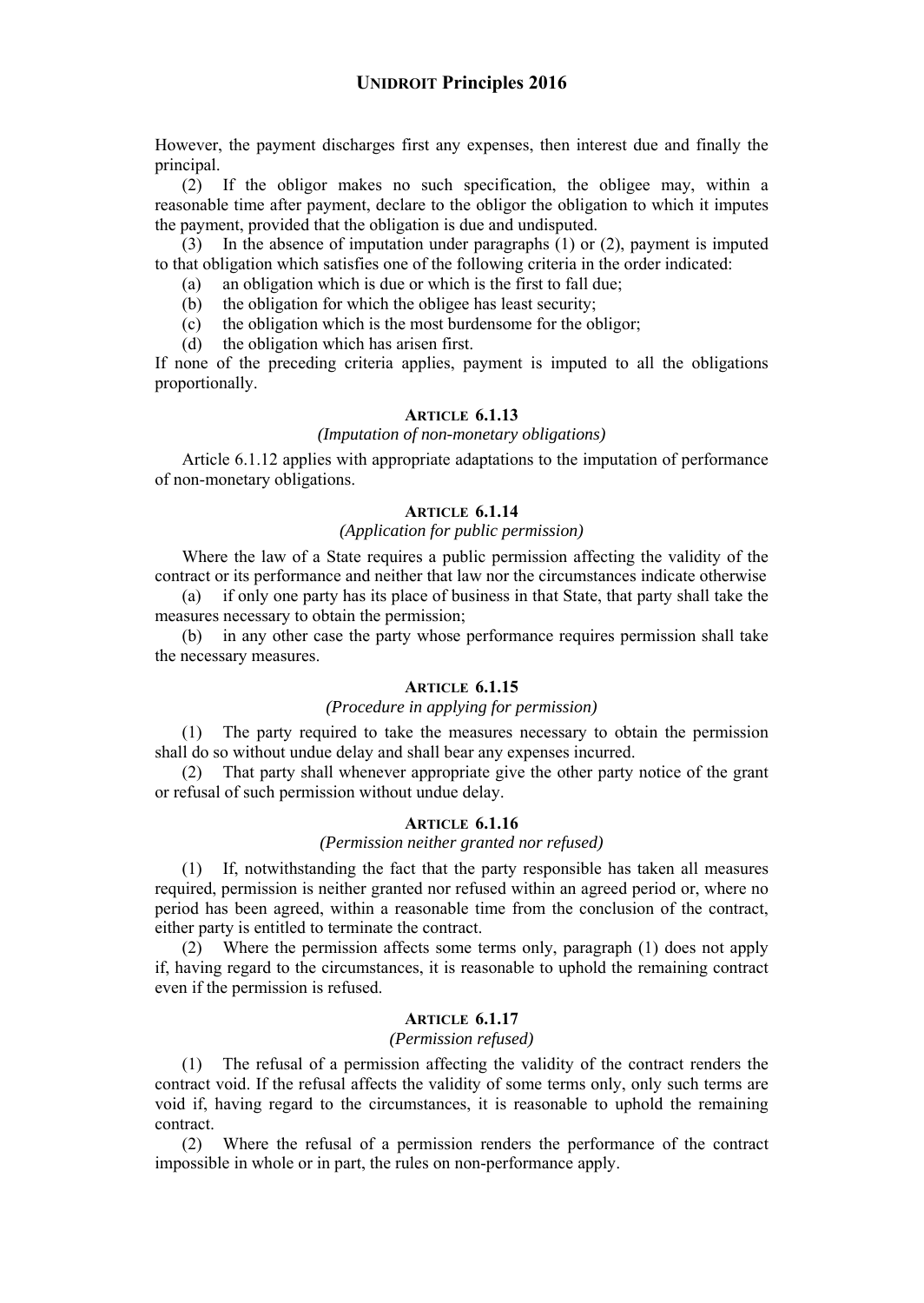However, the payment discharges first any expenses, then interest due and finally the principal.

(2) If the obligor makes no such specification, the obligee may, within a reasonable time after payment, declare to the obligor the obligation to which it imputes the payment, provided that the obligation is due and undisputed.

(3) In the absence of imputation under paragraphs (1) or (2), payment is imputed to that obligation which satisfies one of the following criteria in the order indicated:

(a) an obligation which is due or which is the first to fall due;

(b) the obligation for which the obligee has least security;

(c) the obligation which is the most burdensome for the obligor;

(d) the obligation which has arisen first.

If none of the preceding criteria applies, payment is imputed to all the obligations proportionally.

### ARTICLE 6.1.13

*(Imputation of non-monetary obligations)*

Article 6.1.12 applies with appropriate adaptations to the imputation of performance of non-monetary obligations.

### ARTICLE 6.1.14

*(Application for public permission)*

Where the law of a State requires a public permission affecting the validity of the contract or its performance and neither that law nor the circumstances indicate otherwise

(a) if only one party has its place of business in that State, that party shall take the measures necessary to obtain the permission;

(b) in any other case the party whose performance requires permission shall take the necessary measures.

### ARTICLE 6.1.15

*(Procedure in applying for permission)*

(1) The party required to take the measures necessary to obtain the permission shall do so without undue delay and shall bear any expenses incurred.

(2) That party shall whenever appropriate give the other party notice of the grant or refusal of such permission without undue delay.

### ARTICLE 6.1.16

*(Permission neither granted nor refused)*

(1) If, notwithstanding the fact that the party responsible has taken all measures required, permission is neither granted nor refused within an agreed period or, where no period has been agreed, within a reasonable time from the conclusion of the contract, either party is entitled to terminate the contract.

(2) Where the permission affects some terms only, paragraph (1) does not apply if, having regard to the circumstances, it is reasonable to uphold the remaining contract even if the permission is refused.

### ARTICLE 6.1.17

*(Permission refused)*

(1) The refusal of a permission affecting the validity of the contract renders the contract void. If the refusal affects the validity of some terms only, only such terms are void if, having regard to the circumstances, it is reasonable to uphold the remaining contract.

(2) Where the refusal of a permission renders the performance of the contract impossible in whole or in part, the rules on non-performance apply.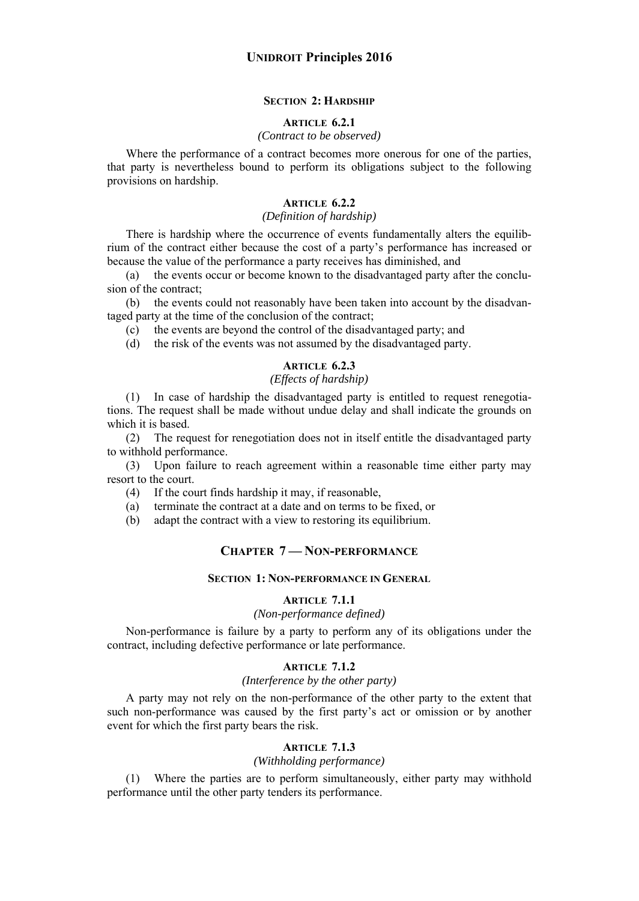## Section 2: Hardship

### Article 6.2.1

*(Contract to be observed)*

Where the performance of a contract becomes more onerous for one of the parties, that party is nevertheless bound to perform its obligations subject to the following provisions on hardship.

### Article 6.2.2

*(Definition of hardship)*

There is hardship where the occurrence of events fundamentally alters the equilibrium of the contract either because the cost of a party's performance has increased or because the value of the performance a party receives has diminished, and

(a) the events occur or become known to the disadvantaged party after the conclusion of the contract;

(b) the events could not reasonably have been taken into account by the disadvantaged party at the time of the conclusion of the contract;

(c) the events are beyond the control of the disadvantaged party; and

(d) the risk of the events was not assumed by the disadvantaged party.

### Article 6.2.3

*(Effects of hardship)*

(1) In case of hardship the disadvantaged party is entitled to request renegotiations. The request shall be made without undue delay and shall indicate the grounds on which it is based.

(2) The request for renegotiation does not in itself entitle the disadvantaged party to withhold performance.

(3) Upon failure to reach agreement within a reasonable time either party may resort to the court.

(4) If the court finds hardship it may, if reasonable,

(a) terminate the contract at a date and on terms to be fixed, or

(b) adapt the contract with a view to restoring its equilibrium.

# Chapter 7 — Non-performance

## Section 1: Non-performance in General

### Article 7.1.1

*(Non-performance defined)*

Non-performance is failure by a party to perform any of its obligations under the contract, including defective performance or late performance.

### Article 7.1.2

*(Interference by the other party)*

A party may not rely on the non-performance of the other party to the extent that such non-performance was caused by the first party's act or omission or by another event for which the first party bears the risk.

### Article 7.1.3

*(Withholding performance)*

(1) Where the parties are to perform simultaneously, either party may withhold performance until the other party tenders its performance.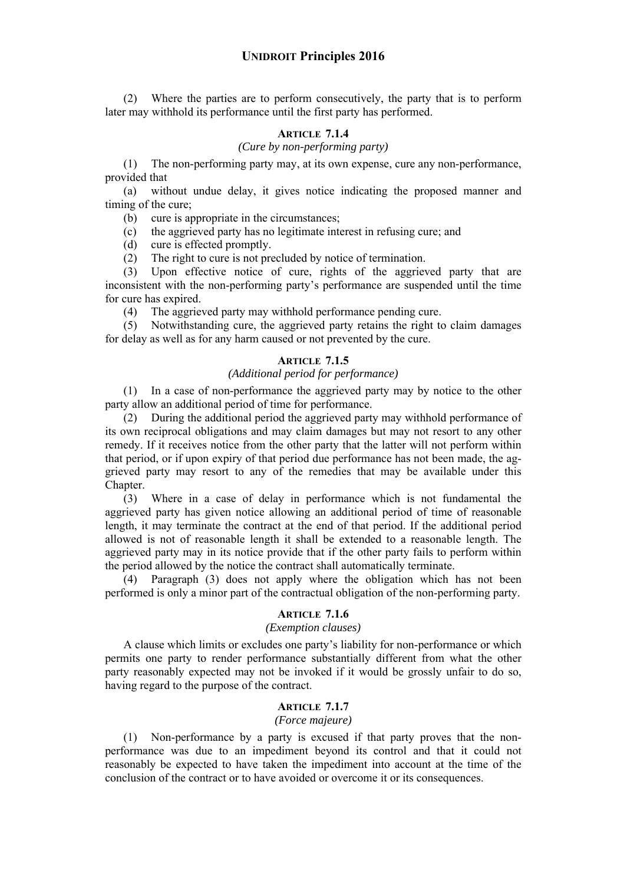(2) Where the parties are to perform consecutively, the party that is to perform later may withhold its performance until the first party has performed.

### ARTICLE 7.1.4

*(Cure by non-performing party)*

(1) The non-performing party may, at its own expense, cure any non-performance, provided that

(a) without undue delay, it gives notice indicating the proposed manner and timing of the cure;

(b) cure is appropriate in the circumstances;

(c) the aggrieved party has no legitimate interest in refusing cure; and

(d) cure is effected promptly.

(2) The right to cure is not precluded by notice of termination.

(3) Upon effective notice of cure, rights of the aggrieved party that are inconsistent with the non-performing party's performance are suspended until the time for cure has expired.

(4) The aggrieved party may withhold performance pending cure.

(5) Notwithstanding cure, the aggrieved party retains the right to claim damages for delay as well as for any harm caused or not prevented by the cure.

### ARTICLE 7.1.5

*(Additional period for performance)*

(1) In a case of non-performance the aggrieved party may by notice to the other party allow an additional period of time for performance.

(2) During the additional period the aggrieved party may withhold performance of its own reciprocal obligations and may claim damages but may not resort to any other remedy. If it receives notice from the other party that the latter will not perform within that period, or if upon expiry of that period due performance has not been made, the aggrieved party may resort to any of the remedies that may be available under this Chapter.

(3) Where in a case of delay in performance which is not fundamental the aggrieved party has given notice allowing an additional period of time of reasonable length, it may terminate the contract at the end of that period. If the additional period allowed is not of reasonable length it shall be extended to a reasonable length. The aggrieved party may in its notice provide that if the other party fails to perform within the period allowed by the notice the contract shall automatically terminate.

(4) Paragraph (3) does not apply where the obligation which has not been performed is only a minor part of the contractual obligation of the non-performing party.

### ARTICLE 7.1.6

*(Exemption clauses)*

A clause which limits or excludes one party's liability for non-performance or which permits one party to render performance substantially different from what the other party reasonably expected may not be invoked if it would be grossly unfair to do so, having regard to the purpose of the contract.

### ARTICLE 7.1.7

*(Force majeure)*

(1) Non-performance by a party is excused if that party proves that the non-performance was due to an impediment beyond its control and that it could not reasonably be expected to have taken the impediment into account at the time of the conclusion of the contract or to have avoided or overcome it or its consequences.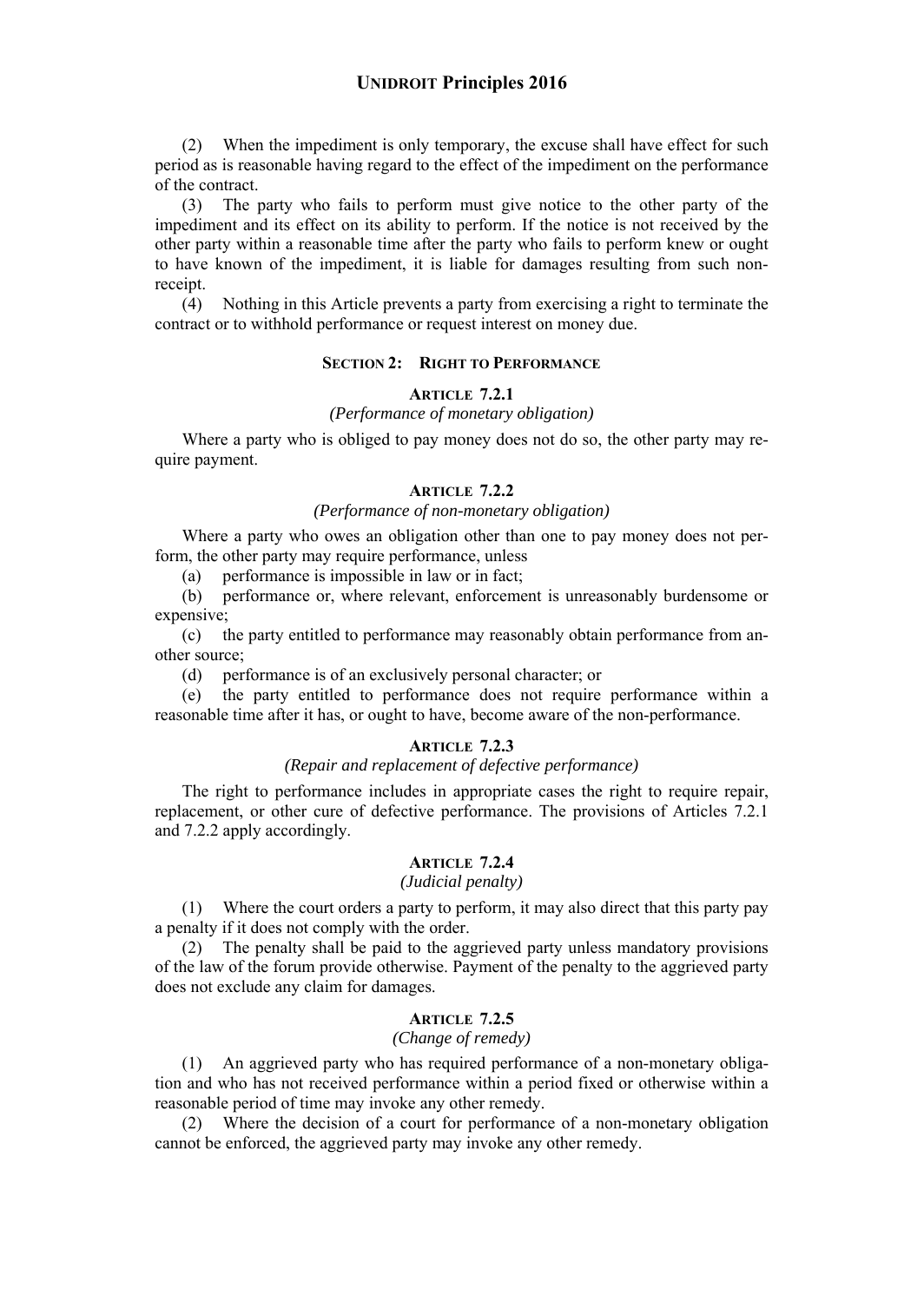(2) When the impediment is only temporary, the excuse shall have effect for such period as is reasonable having regard to the effect of the impediment on the performance of the contract.

(3) The party who fails to perform must give notice to the other party of the impediment and its effect on its ability to perform. If the notice is not received by the other party within a reasonable time after the party who fails to perform knew or ought to have known of the impediment, it is liable for damages resulting from such non-receipt.

(4) Nothing in this Article prevents a party from exercising a right to terminate the contract or to withhold performance or request interest on money due.

## SECTION 2: RIGHT TO PERFORMANCE

### ARTICLE 7.2.1

*(Performance of monetary obligation)*

Where a party who is obliged to pay money does not do so, the other party may require payment.

### ARTICLE 7.2.2

*(Performance of non-monetary obligation)*

Where a party who owes an obligation other than one to pay money does not perform, the other party may require performance, unless

(a) performance is impossible in law or in fact;

(b) performance or, where relevant, enforcement is unreasonably burdensome or expensive;

(c) the party entitled to performance may reasonably obtain performance from another source;

(d) performance is of an exclusively personal character; or

(e) the party entitled to performance does not require performance within a reasonable time after it has, or ought to have, become aware of the non-performance.

### ARTICLE 7.2.3

*(Repair and replacement of defective performance)*

The right to performance includes in appropriate cases the right to require repair, replacement, or other cure of defective performance. The provisions of Articles 7.2.1 and 7.2.2 apply accordingly.

### ARTICLE 7.2.4

*(Judicial penalty)*

(1) Where the court orders a party to perform, it may also direct that this party pay a penalty if it does not comply with the order.

(2) The penalty shall be paid to the aggrieved party unless mandatory provisions of the law of the forum provide otherwise. Payment of the penalty to the aggrieved party does not exclude any claim for damages.

### ARTICLE 7.2.5

*(Change of remedy)*

(1) An aggrieved party who has required performance of a non-monetary obligation and who has not received performance within a period fixed or otherwise within a reasonable period of time may invoke any other remedy.

(2) Where the decision of a court for performance of a non-monetary obligation cannot be enforced, the aggrieved party may invoke any other remedy.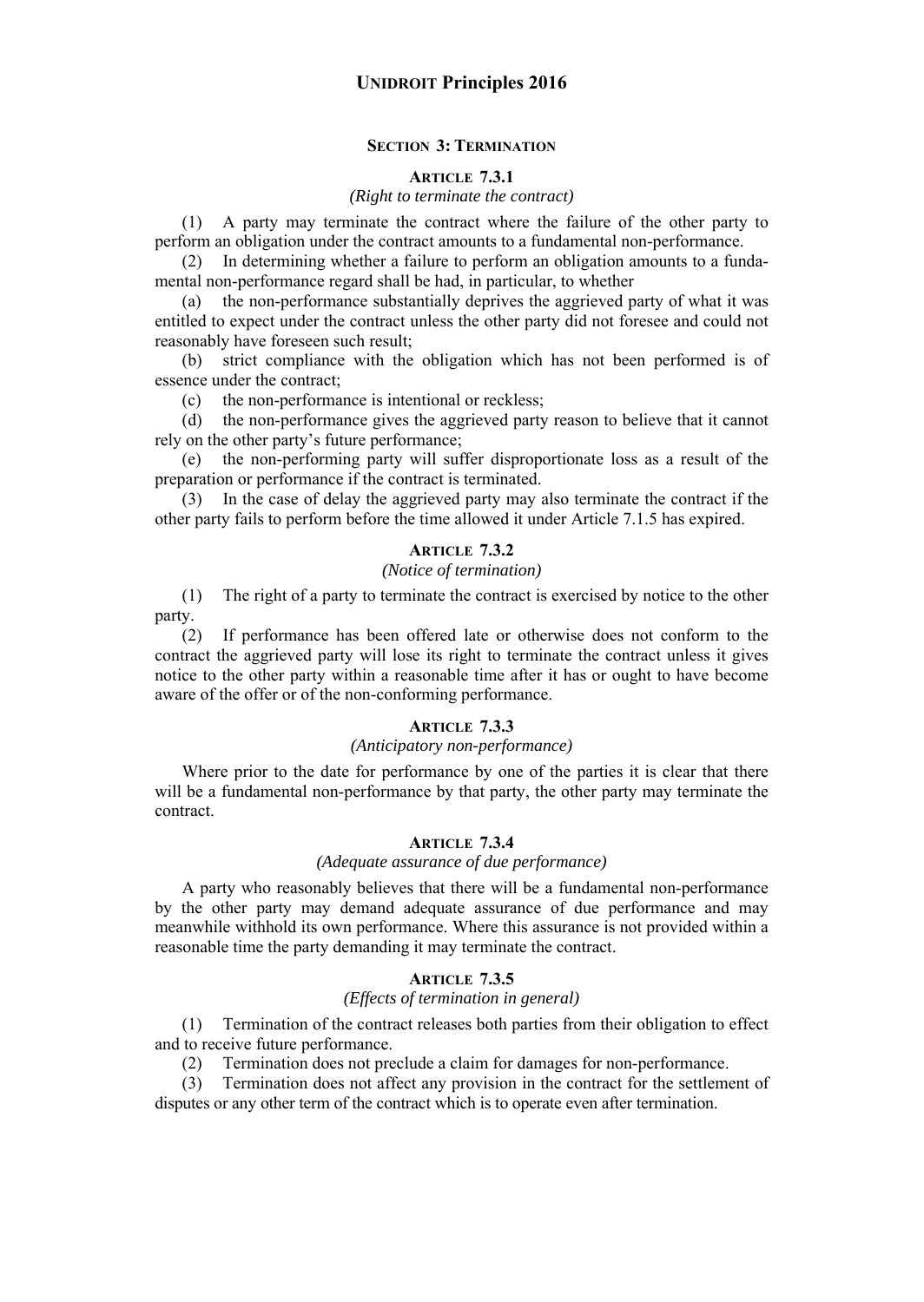### SECTION 3: TERMINATION

#### ARTICLE 7.3.1

*(Right to terminate the contract)*

(1) A party may terminate the contract where the failure of the other party to perform an obligation under the contract amounts to a fundamental non-performance.

(2) In determining whether a failure to perform an obligation amounts to a fundamental non-performance regard shall be had, in particular, to whether

(a) the non-performance substantially deprives the aggrieved party of what it was entitled to expect under the contract unless the other party did not foresee and could not reasonably have foreseen such result;

(b) strict compliance with the obligation which has not been performed is of essence under the contract;

(c) the non-performance is intentional or reckless;

(d) the non-performance gives the aggrieved party reason to believe that it cannot rely on the other party's future performance;

(e) the non-performing party will suffer disproportionate loss as a result of the preparation or performance if the contract is terminated.

(3) In the case of delay the aggrieved party may also terminate the contract if the other party fails to perform before the time allowed it under Article 7.1.5 has expired.

#### ARTICLE 7.3.2

*(Notice of termination)*

(1) The right of a party to terminate the contract is exercised by notice to the other party.

(2) If performance has been offered late or otherwise does not conform to the contract the aggrieved party will lose its right to terminate the contract unless it gives notice to the other party within a reasonable time after it has or ought to have become aware of the offer or of the non-conforming performance.

#### ARTICLE 7.3.3

*(Anticipatory non-performance)*

Where prior to the date for performance by one of the parties it is clear that there will be a fundamental non-performance by that party, the other party may terminate the contract.

#### ARTICLE 7.3.4

*(Adequate assurance of due performance)*

A party who reasonably believes that there will be a fundamental non-performance by the other party may demand adequate assurance of due performance and may meanwhile withhold its own performance. Where this assurance is not provided within a reasonable time the party demanding it may terminate the contract.

#### ARTICLE 7.3.5

*(Effects of termination in general)*

(1) Termination of the contract releases both parties from their obligation to effect and to receive future performance.

(2) Termination does not preclude a claim for damages for non-performance.

(3) Termination does not affect any provision in the contract for the settlement of disputes or any other term of the contract which is to operate even after termination.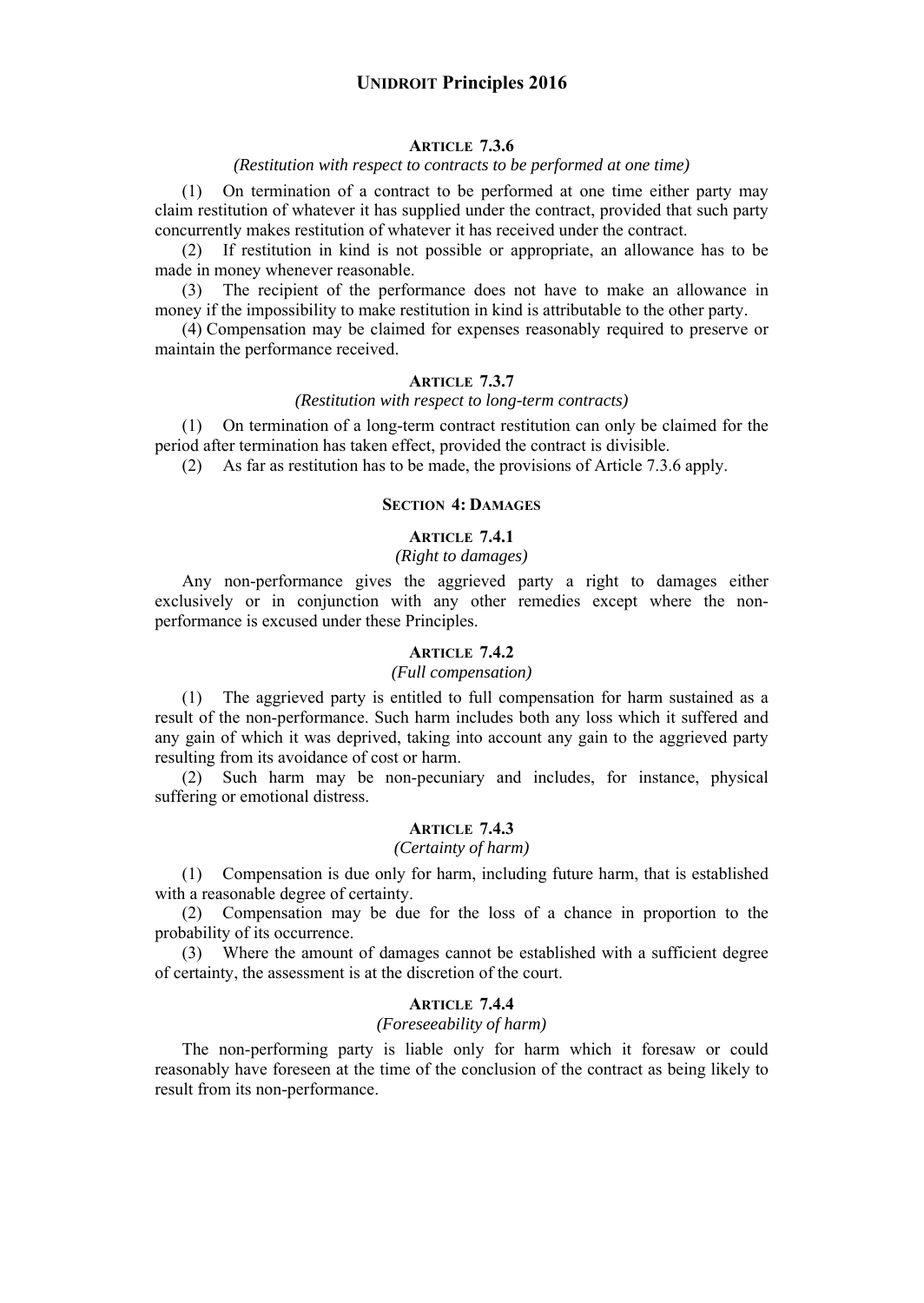### ARTICLE 7.3.6

*(Restitution with respect to contracts to be performed at one time)*

(1) On termination of a contract to be performed at one time either party may claim restitution of whatever it has supplied under the contract, provided that such party concurrently makes restitution of whatever it has received under the contract.

(2) If restitution in kind is not possible or appropriate, an allowance has to be made in money whenever reasonable.

(3) The recipient of the performance does not have to make an allowance in money if the impossibility to make restitution in kind is attributable to the other party.

(4) Compensation may be claimed for expenses reasonably required to preserve or maintain the performance received.

### ARTICLE 7.3.7

*(Restitution with respect to long-term contracts)*

(1) On termination of a long-term contract restitution can only be claimed for the period after termination has taken effect, provided the contract is divisible.

(2) As far as restitution has to be made, the provisions of Article 7.3.6 apply.

## SECTION 4: DAMAGES

### ARTICLE 7.4.1

*(Right to damages)*

Any non-performance gives the aggrieved party a right to damages either exclusively or in conjunction with any other remedies except where the non-performance is excused under these Principles.

### ARTICLE 7.4.2

*(Full compensation)*

(1) The aggrieved party is entitled to full compensation for harm sustained as a result of the non-performance. Such harm includes both any loss which it suffered and any gain of which it was deprived, taking into account any gain to the aggrieved party resulting from its avoidance of cost or harm.

(2) Such harm may be non-pecuniary and includes, for instance, physical suffering or emotional distress.

### ARTICLE 7.4.3

*(Certainty of harm)*

(1) Compensation is due only for harm, including future harm, that is established with a reasonable degree of certainty.

(2) Compensation may be due for the loss of a chance in proportion to the probability of its occurrence.

(3) Where the amount of damages cannot be established with a sufficient degree of certainty, the assessment is at the discretion of the court.

### ARTICLE 7.4.4

*(Foreseeability of harm)*

The non-performing party is liable only for harm which it foresaw or could reasonably have foreseen at the time of the conclusion of the contract as being likely to result from its non-performance.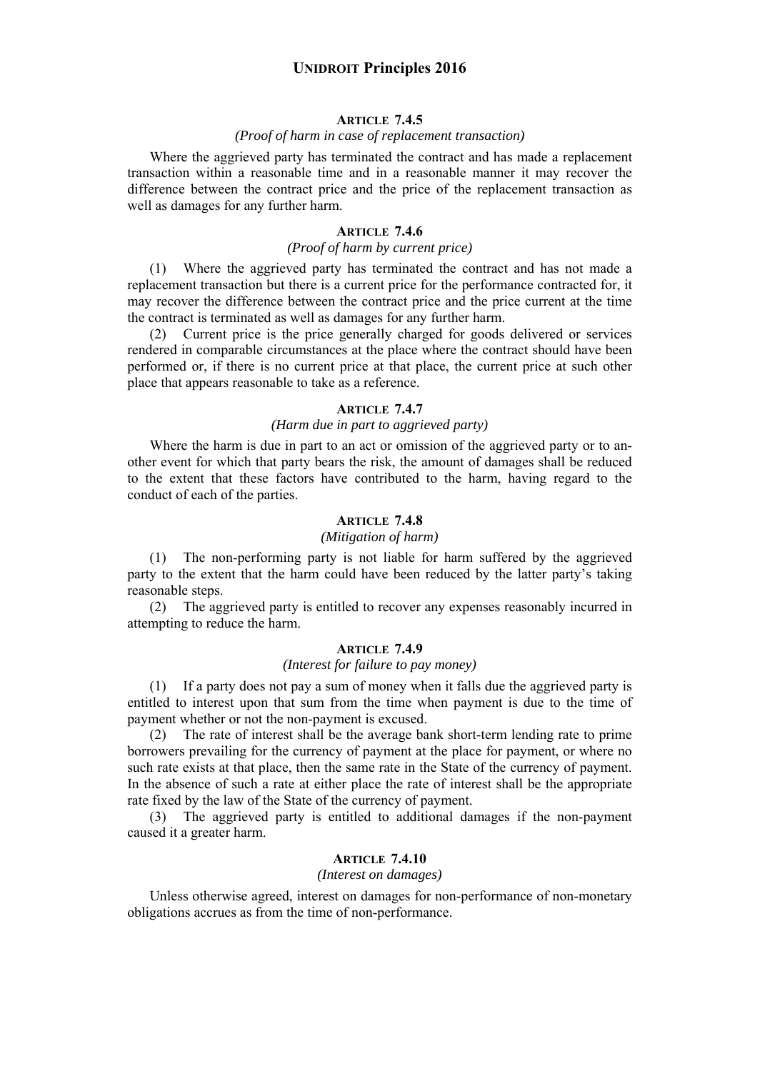### ARTICLE 7.4.5

*(Proof of harm in case of replacement transaction)*

Where the aggrieved party has terminated the contract and has made a replacement transaction within a reasonable time and in a reasonable manner it may recover the difference between the contract price and the price of the replacement transaction as well as damages for any further harm.

### ARTICLE 7.4.6

*(Proof of harm by current price)*

(1) Where the aggrieved party has terminated the contract and has not made a replacement transaction but there is a current price for the performance contracted for, it may recover the difference between the contract price and the price current at the time the contract is terminated as well as damages for any further harm.

(2) Current price is the price generally charged for goods delivered or services rendered in comparable circumstances at the place where the contract should have been performed or, if there is no current price at that place, the current price at such other place that appears reasonable to take as a reference.

### ARTICLE 7.4.7

*(Harm due in part to aggrieved party)*

Where the harm is due in part to an act or omission of the aggrieved party or to another event for which that party bears the risk, the amount of damages shall be reduced to the extent that these factors have contributed to the harm, having regard to the conduct of each of the parties.

### ARTICLE 7.4.8

*(Mitigation of harm)*

(1) The non-performing party is not liable for harm suffered by the aggrieved party to the extent that the harm could have been reduced by the latter party's taking reasonable steps.

(2) The aggrieved party is entitled to recover any expenses reasonably incurred in attempting to reduce the harm.

### ARTICLE 7.4.9

*(Interest for failure to pay money)*

(1) If a party does not pay a sum of money when it falls due the aggrieved party is entitled to interest upon that sum from the time when payment is due to the time of payment whether or not the non-payment is excused.

(2) The rate of interest shall be the average bank short-term lending rate to prime borrowers prevailing for the currency of payment at the place for payment, or where no such rate exists at that place, then the same rate in the State of the currency of payment. In the absence of such a rate at either place the rate of interest shall be the appropriate rate fixed by the law of the State of the currency of payment.

(3) The aggrieved party is entitled to additional damages if the non-payment caused it a greater harm.

### ARTICLE 7.4.10

*(Interest on damages)*

Unless otherwise agreed, interest on damages for non-performance of non-monetary obligations accrues as from the time of non-performance.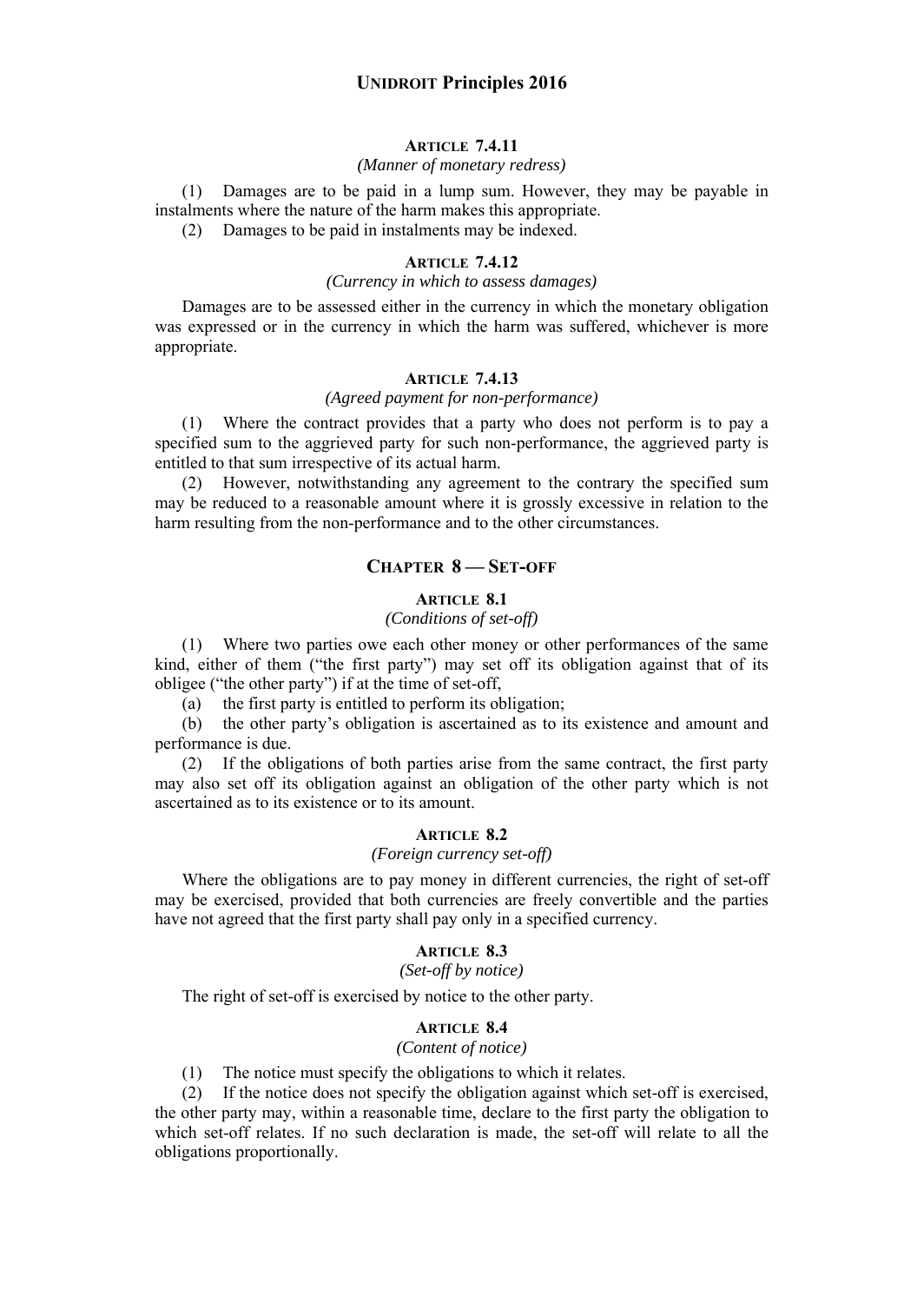### ARTICLE 7.4.11

*(Manner of monetary redress)*

(1) Damages are to be paid in a lump sum. However, they may be payable in instalments where the nature of the harm makes this appropriate.

(2) Damages to be paid in instalments may be indexed.

### ARTICLE 7.4.12

*(Currency in which to assess damages)*

Damages are to be assessed either in the currency in which the monetary obligation was expressed or in the currency in which the harm was suffered, whichever is more appropriate.

### ARTICLE 7.4.13

*(Agreed payment for non-performance)*

(1) Where the contract provides that a party who does not perform is to pay a specified sum to the aggrieved party for such non-performance, the aggrieved party is entitled to that sum irrespective of its actual harm.

(2) However, notwithstanding any agreement to the contrary the specified sum may be reduced to a reasonable amount where it is grossly excessive in relation to the harm resulting from the non-performance and to the other circumstances.

## CHAPTER 8 — SET-OFF

### ARTICLE 8.1

*(Conditions of set-off)*

(1) Where two parties owe each other money or other performances of the same kind, either of them ("the first party") may set off its obligation against that of its obligee ("the other party") if at the time of set-off,

(a) the first party is entitled to perform its obligation;

(b) the other party's obligation is ascertained as to its existence and amount and performance is due.

(2) If the obligations of both parties arise from the same contract, the first party may also set off its obligation against an obligation of the other party which is not ascertained as to its existence or to its amount.

### ARTICLE 8.2

*(Foreign currency set-off)*

Where the obligations are to pay money in different currencies, the right of set-off may be exercised, provided that both currencies are freely convertible and the parties have not agreed that the first party shall pay only in a specified currency.

### ARTICLE 8.3

*(Set-off by notice)*

The right of set-off is exercised by notice to the other party.

### ARTICLE 8.4

*(Content of notice)*

(1) The notice must specify the obligations to which it relates.

(2) If the notice does not specify the obligation against which set-off is exercised, the other party may, within a reasonable time, declare to the first party the obligation to which set-off relates. If no such declaration is made, the set-off will relate to all the obligations proportionally.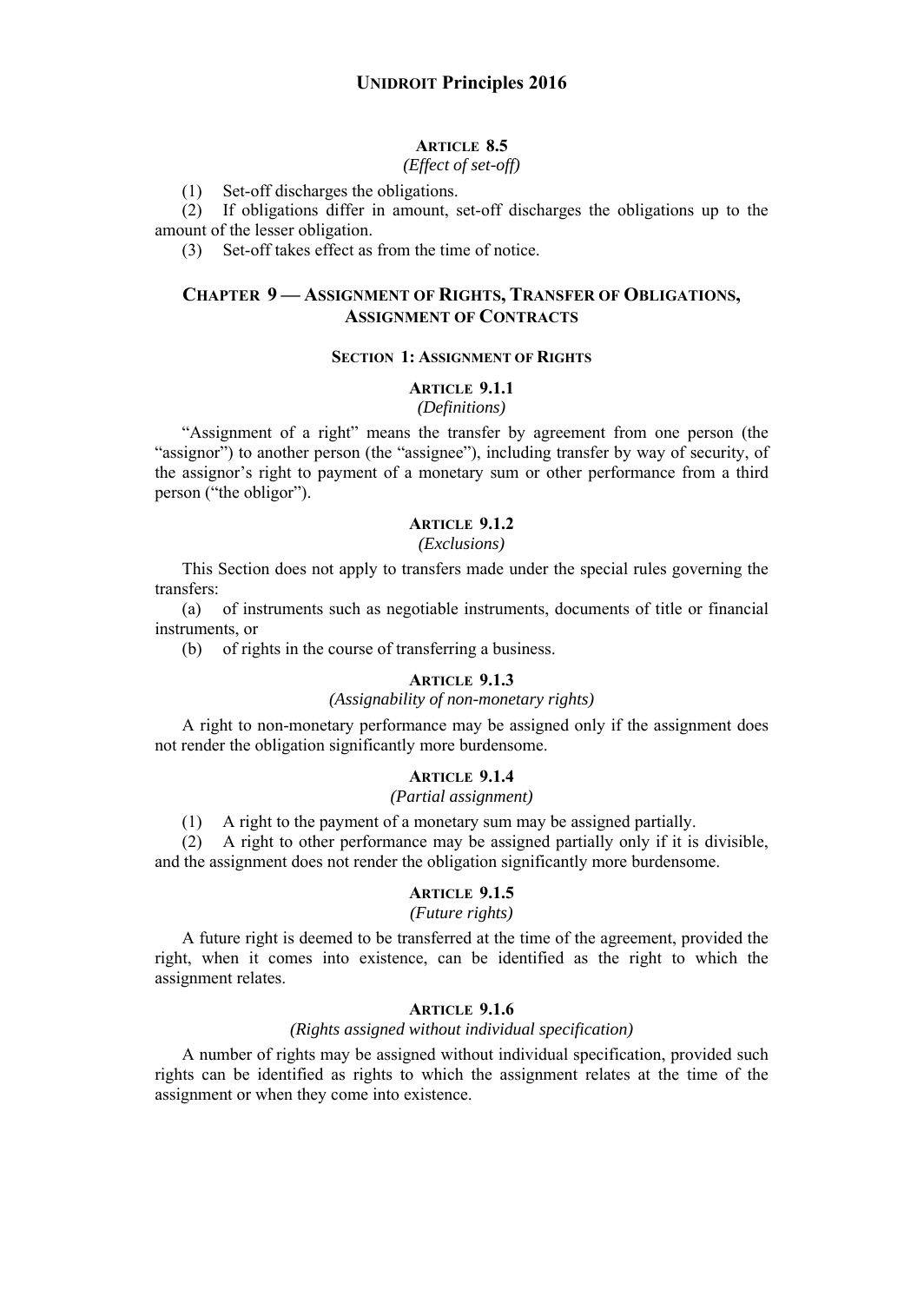### ARTICLE 8.5

*(Effect of set-off)*

(1) Set-off discharges the obligations.

(2) If obligations differ in amount, set-off discharges the obligations up to the amount of the lesser obligation.

(3) Set-off takes effect as from the time of notice.

## CHAPTER 9 — ASSIGNMENT OF RIGHTS, TRANSFER OF OBLIGATIONS, ASSIGNMENT OF CONTRACTS

### SECTION 1: ASSIGNMENT OF RIGHTS

### ARTICLE 9.1.1

*(Definitions)*

"Assignment of a right" means the transfer by agreement from one person (the "assignor") to another person (the "assignee"), including transfer by way of security, of the assignor's right to payment of a monetary sum or other performance from a third person ("the obligor").

### ARTICLE 9.1.2

*(Exclusions)*

This Section does not apply to transfers made under the special rules governing the transfers:

(a) of instruments such as negotiable instruments, documents of title or financial instruments, or

(b) of rights in the course of transferring a business.

### ARTICLE 9.1.3

*(Assignability of non-monetary rights)*

A right to non-monetary performance may be assigned only if the assignment does not render the obligation significantly more burdensome.

### ARTICLE 9.1.4

*(Partial assignment)*

(1) A right to the payment of a monetary sum may be assigned partially.

(2) A right to other performance may be assigned partially only if it is divisible, and the assignment does not render the obligation significantly more burdensome.

### ARTICLE 9.1.5

*(Future rights)*

A future right is deemed to be transferred at the time of the agreement, provided the right, when it comes into existence, can be identified as the right to which the assignment relates.

### ARTICLE 9.1.6

*(Rights assigned without individual specification)*

A number of rights may be assigned without individual specification, provided such rights can be identified as rights to which the assignment relates at the time of the assignment or when they come into existence.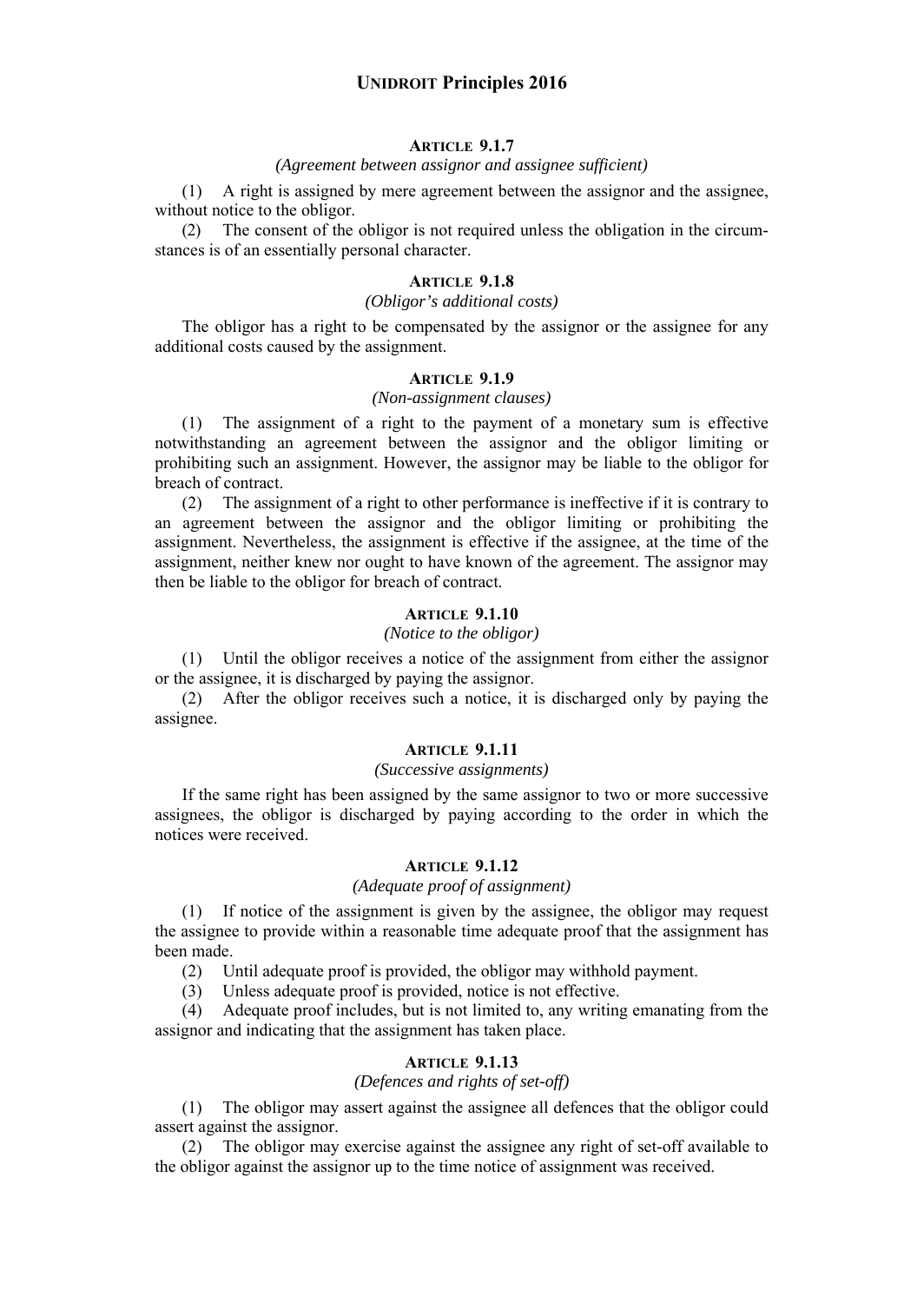#### ARTICLE 9.1.7

*(Agreement between assignor and assignee sufficient)*

(1) A right is assigned by mere agreement between the assignor and the assignee, without notice to the obligor.

(2) The consent of the obligor is not required unless the obligation in the circumstances is of an essentially personal character.

#### ARTICLE 9.1.8

*(Obligor's additional costs)*

The obligor has a right to be compensated by the assignor or the assignee for any additional costs caused by the assignment.

#### ARTICLE 9.1.9

*(Non-assignment clauses)*

(1) The assignment of a right to the payment of a monetary sum is effective notwithstanding an agreement between the assignor and the obligor limiting or prohibiting such an assignment. However, the assignor may be liable to the obligor for breach of contract.

(2) The assignment of a right to other performance is ineffective if it is contrary to an agreement between the assignor and the obligor limiting or prohibiting the assignment. Nevertheless, the assignment is effective if the assignee, at the time of the assignment, neither knew nor ought to have known of the agreement. The assignor may then be liable to the obligor for breach of contract.

#### ARTICLE 9.1.10

*(Notice to the obligor)*

(1) Until the obligor receives a notice of the assignment from either the assignor or the assignee, it is discharged by paying the assignor.

(2) After the obligor receives such a notice, it is discharged only by paying the assignee.

#### ARTICLE 9.1.11

*(Successive assignments)*

If the same right has been assigned by the same assignor to two or more successive assignees, the obligor is discharged by paying according to the order in which the notices were received.

#### ARTICLE 9.1.12

*(Adequate proof of assignment)*

(1) If notice of the assignment is given by the assignee, the obligor may request the assignee to provide within a reasonable time adequate proof that the assignment has been made.

(2) Until adequate proof is provided, the obligor may withhold payment.

(3) Unless adequate proof is provided, notice is not effective.

(4) Adequate proof includes, but is not limited to, any writing emanating from the assignor and indicating that the assignment has taken place.

#### ARTICLE 9.1.13

*(Defences and rights of set-off)*

(1) The obligor may assert against the assignee all defences that the obligor could assert against the assignor.

(2) The obligor may exercise against the assignee any right of set-off available to the obligor against the assignor up to the time notice of assignment was received.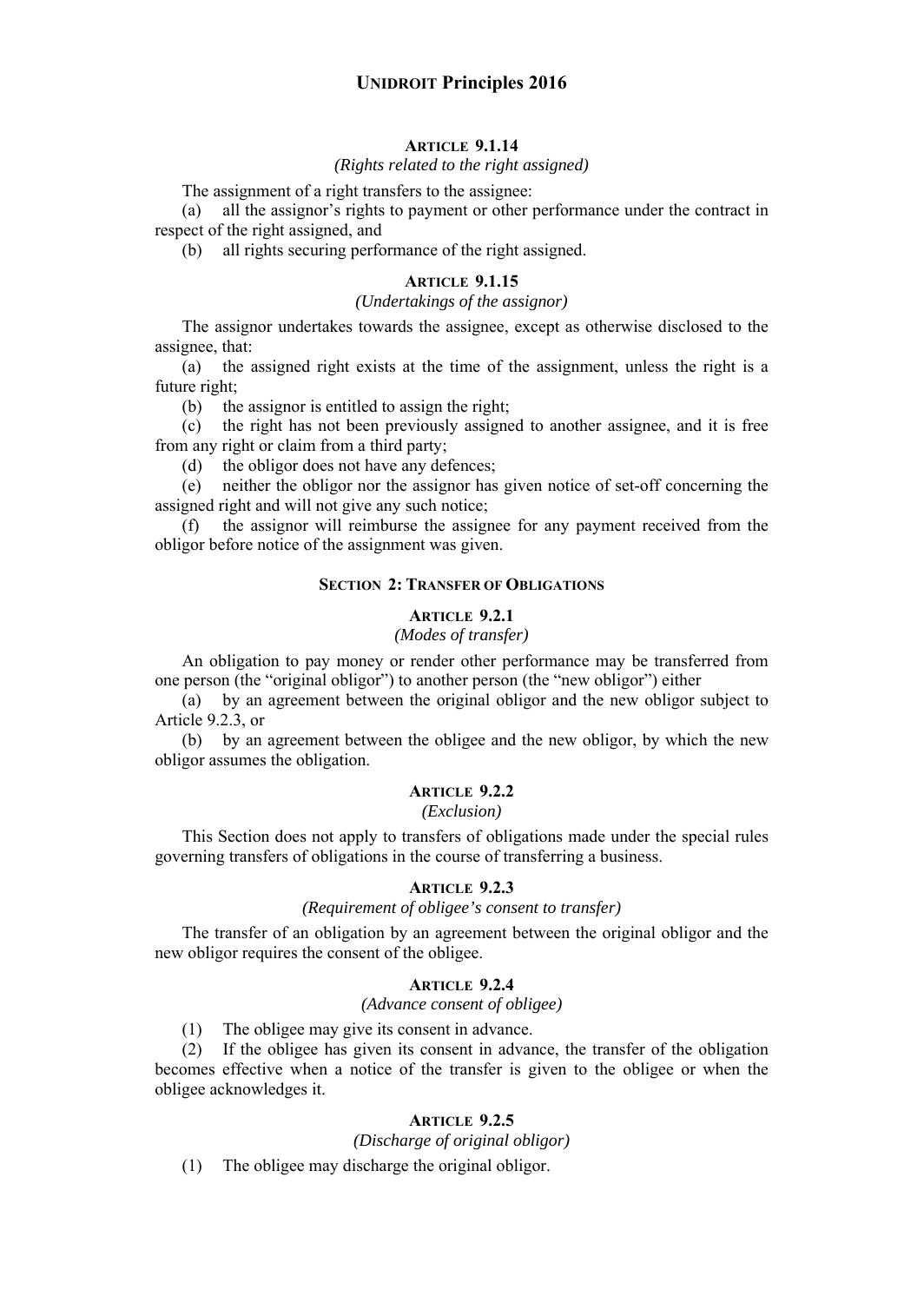#### ARTICLE 9.1.14

*(Rights related to the right assigned)*

The assignment of a right transfers to the assignee:

(a) all the assignor's rights to payment or other performance under the contract in respect of the right assigned, and

(b) all rights securing performance of the right assigned.

#### ARTICLE 9.1.15

*(Undertakings of the assignor)*

The assignor undertakes towards the assignee, except as otherwise disclosed to the assignee, that:

(a) the assigned right exists at the time of the assignment, unless the right is a future right;

(b) the assignor is entitled to assign the right;

(c) the right has not been previously assigned to another assignee, and it is free from any right or claim from a third party;

(d) the obligor does not have any defences;

(e) neither the obligor nor the assignor has given notice of set-off concerning the assigned right and will not give any such notice;

(f) the assignor will reimburse the assignee for any payment received from the obligor before notice of the assignment was given.

### SECTION 2: TRANSFER OF OBLIGATIONS

#### ARTICLE 9.2.1

*(Modes of transfer)*

An obligation to pay money or render other performance may be transferred from one person (the "original obligor") to another person (the "new obligor") either

(a) by an agreement between the original obligor and the new obligor subject to Article 9.2.3, or

(b) by an agreement between the obligee and the new obligor, by which the new obligor assumes the obligation.

#### ARTICLE 9.2.2

*(Exclusion)*

This Section does not apply to transfers of obligations made under the special rules governing transfers of obligations in the course of transferring a business.

#### ARTICLE 9.2.3

*(Requirement of obligee's consent to transfer)*

The transfer of an obligation by an agreement between the original obligor and the new obligor requires the consent of the obligee.

#### ARTICLE 9.2.4

*(Advance consent of obligee)*

(1) The obligee may give its consent in advance.

(2) If the obligee has given its consent in advance, the transfer of the obligation becomes effective when a notice of the transfer is given to the obligee or when the obligee acknowledges it.

#### ARTICLE 9.2.5

*(Discharge of original obligor)*

(1) The obligee may discharge the original obligor.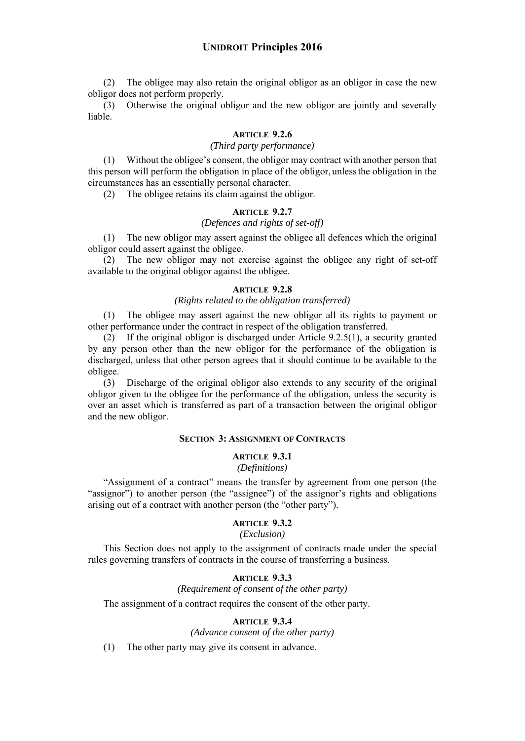(2) The obligee may also retain the original obligor as an obligor in case the new obligor does not perform properly.

(3) Otherwise the original obligor and the new obligor are jointly and severally liable.

#### ARTICLE 9.2.6
*(Third party performance)*

(1) Without the obligee's consent, the obligor may contract with another person that this person will perform the obligation in place of the obligor, unless the obligation in the circumstances has an essentially personal character.

(2) The obligee retains its claim against the obligor.

#### ARTICLE 9.2.7
*(Defences and rights of set-off)*

(1) The new obligor may assert against the obligee all defences which the original obligor could assert against the obligee.

(2) The new obligor may not exercise against the obligee any right of set-off available to the original obligor against the obligee.

#### ARTICLE 9.2.8
*(Rights related to the obligation transferred)*

(1) The obligee may assert against the new obligor all its rights to payment or other performance under the contract in respect of the obligation transferred.

(2) If the original obligor is discharged under Article 9.2.5(1), a security granted by any person other than the new obligor for the performance of the obligation is discharged, unless that other person agrees that it should continue to be available to the obligee.

(3) Discharge of the original obligor also extends to any security of the original obligor given to the obligee for the performance of the obligation, unless the security is over an asset which is transferred as part of a transaction between the original obligor and the new obligor.

### SECTION 3: ASSIGNMENT OF CONTRACTS

#### ARTICLE 9.3.1
*(Definitions)*

"Assignment of a contract" means the transfer by agreement from one person (the "assignor") to another person (the "assignee") of the assignor's rights and obligations arising out of a contract with another person (the "other party").

#### ARTICLE 9.3.2
*(Exclusion)*

This Section does not apply to the assignment of contracts made under the special rules governing transfers of contracts in the course of transferring a business.

#### ARTICLE 9.3.3
*(Requirement of consent of the other party)*

The assignment of a contract requires the consent of the other party.

#### ARTICLE 9.3.4
*(Advance consent of the other party)*

(1) The other party may give its consent in advance.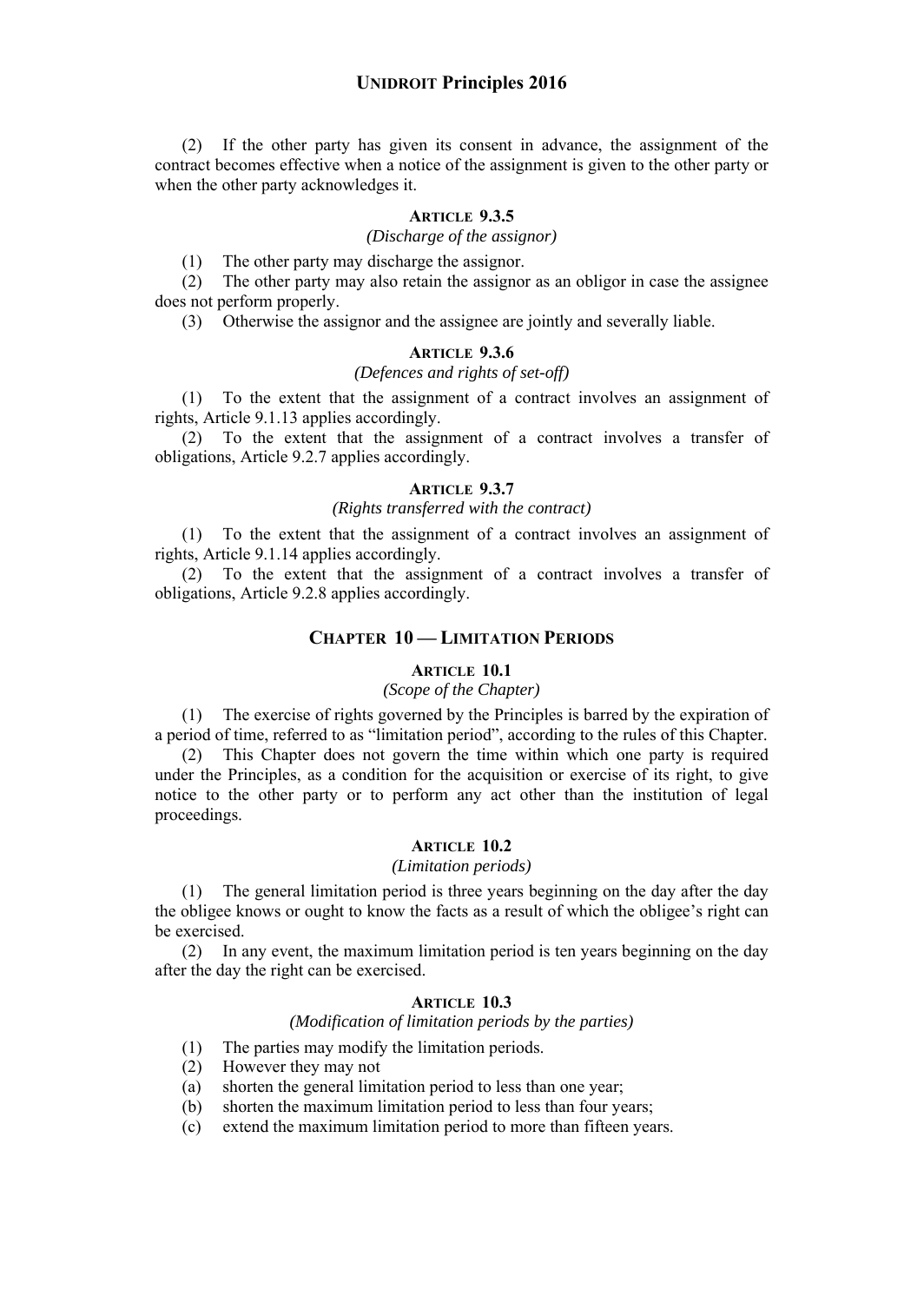(2) If the other party has given its consent in advance, the assignment of the contract becomes effective when a notice of the assignment is given to the other party or when the other party acknowledges it.

#### ARTICLE 9.3.5

*(Discharge of the assignor)*

(1) The other party may discharge the assignor.

(2) The other party may also retain the assignor as an obligor in case the assignee does not perform properly.

(3) Otherwise the assignor and the assignee are jointly and severally liable.

#### ARTICLE 9.3.6

*(Defences and rights of set-off)*

(1) To the extent that the assignment of a contract involves an assignment of rights, Article 9.1.13 applies accordingly.

(2) To the extent that the assignment of a contract involves a transfer of obligations, Article 9.2.7 applies accordingly.

#### ARTICLE 9.3.7

*(Rights transferred with the contract)*

(1) To the extent that the assignment of a contract involves an assignment of rights, Article 9.1.14 applies accordingly.

(2) To the extent that the assignment of a contract involves a transfer of obligations, Article 9.2.8 applies accordingly.

## CHAPTER 10 — LIMITATION PERIODS

#### ARTICLE 10.1

*(Scope of the Chapter)*

(1) The exercise of rights governed by the Principles is barred by the expiration of a period of time, referred to as "limitation period", according to the rules of this Chapter.

(2) This Chapter does not govern the time within which one party is required under the Principles, as a condition for the acquisition or exercise of its right, to give notice to the other party or to perform any act other than the institution of legal proceedings.

#### ARTICLE 10.2

*(Limitation periods)*

(1) The general limitation period is three years beginning on the day after the day the obligee knows or ought to know the facts as a result of which the obligee's right can be exercised.

(2) In any event, the maximum limitation period is ten years beginning on the day after the day the right can be exercised.

#### ARTICLE 10.3

*(Modification of limitation periods by the parties)*

(1) The parties may modify the limitation periods.

(2) However they may not

(a) shorten the general limitation period to less than one year;

(b) shorten the maximum limitation period to less than four years;

(c) extend the maximum limitation period to more than fifteen years.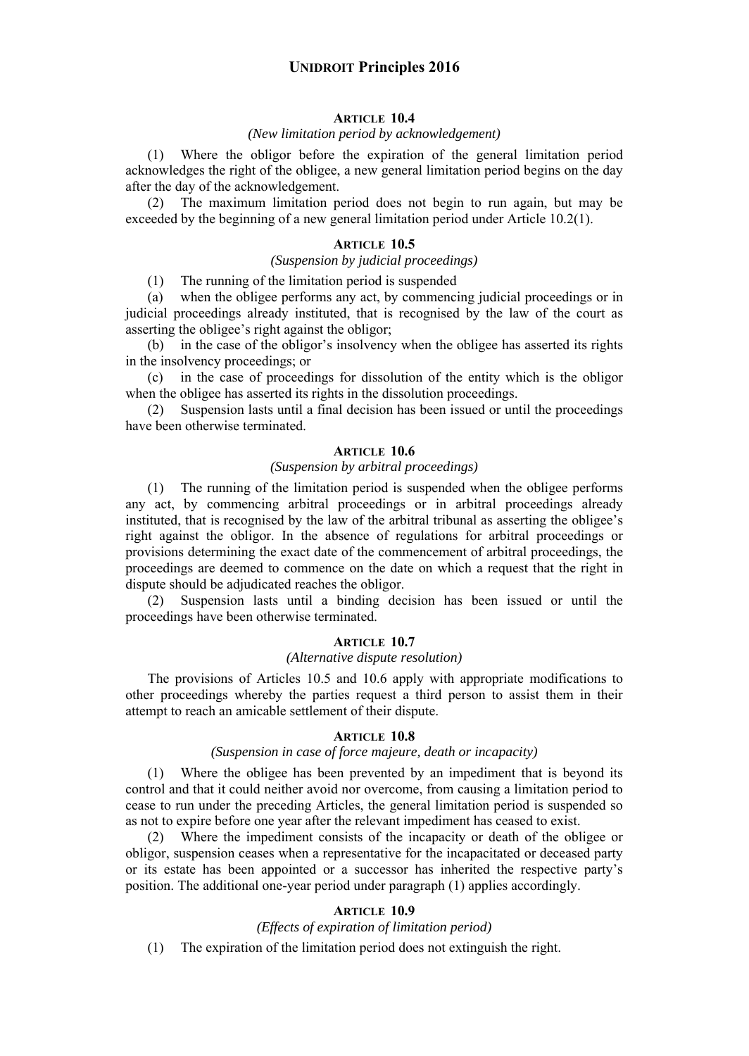### ARTICLE 10.4

*(New limitation period by acknowledgement)*

(1) Where the obligor before the expiration of the general limitation period acknowledges the right of the obligee, a new general limitation period begins on the day after the day of the acknowledgement.

(2) The maximum limitation period does not begin to run again, but may be exceeded by the beginning of a new general limitation period under Article 10.2(1).

### ARTICLE 10.5

*(Suspension by judicial proceedings)*

(1) The running of the limitation period is suspended

(a) when the obligee performs any act, by commencing judicial proceedings or in judicial proceedings already instituted, that is recognised by the law of the court as asserting the obligee's right against the obligor;

(b) in the case of the obligor's insolvency when the obligee has asserted its rights in the insolvency proceedings; or

(c) in the case of proceedings for dissolution of the entity which is the obligor when the obligee has asserted its rights in the dissolution proceedings.

(2) Suspension lasts until a final decision has been issued or until the proceedings have been otherwise terminated.

### ARTICLE 10.6

*(Suspension by arbitral proceedings)*

(1) The running of the limitation period is suspended when the obligee performs any act, by commencing arbitral proceedings or in arbitral proceedings already instituted, that is recognised by the law of the arbitral tribunal as asserting the obligee's right against the obligor. In the absence of regulations for arbitral proceedings or provisions determining the exact date of the commencement of arbitral proceedings, the proceedings are deemed to commence on the date on which a request that the right in dispute should be adjudicated reaches the obligor.

(2) Suspension lasts until a binding decision has been issued or until the proceedings have been otherwise terminated.

### ARTICLE 10.7

*(Alternative dispute resolution)*

The provisions of Articles 10.5 and 10.6 apply with appropriate modifications to other proceedings whereby the parties request a third person to assist them in their attempt to reach an amicable settlement of their dispute.

### ARTICLE 10.8

*(Suspension in case of force majeure, death or incapacity)*

(1) Where the obligee has been prevented by an impediment that is beyond its control and that it could neither avoid nor overcome, from causing a limitation period to cease to run under the preceding Articles, the general limitation period is suspended so as not to expire before one year after the relevant impediment has ceased to exist.

(2) Where the impediment consists of the incapacity or death of the obligee or obligor, suspension ceases when a representative for the incapacitated or deceased party or its estate has been appointed or a successor has inherited the respective party's position. The additional one-year period under paragraph (1) applies accordingly.

### ARTICLE 10.9

*(Effects of expiration of limitation period)*

(1) The expiration of the limitation period does not extinguish the right.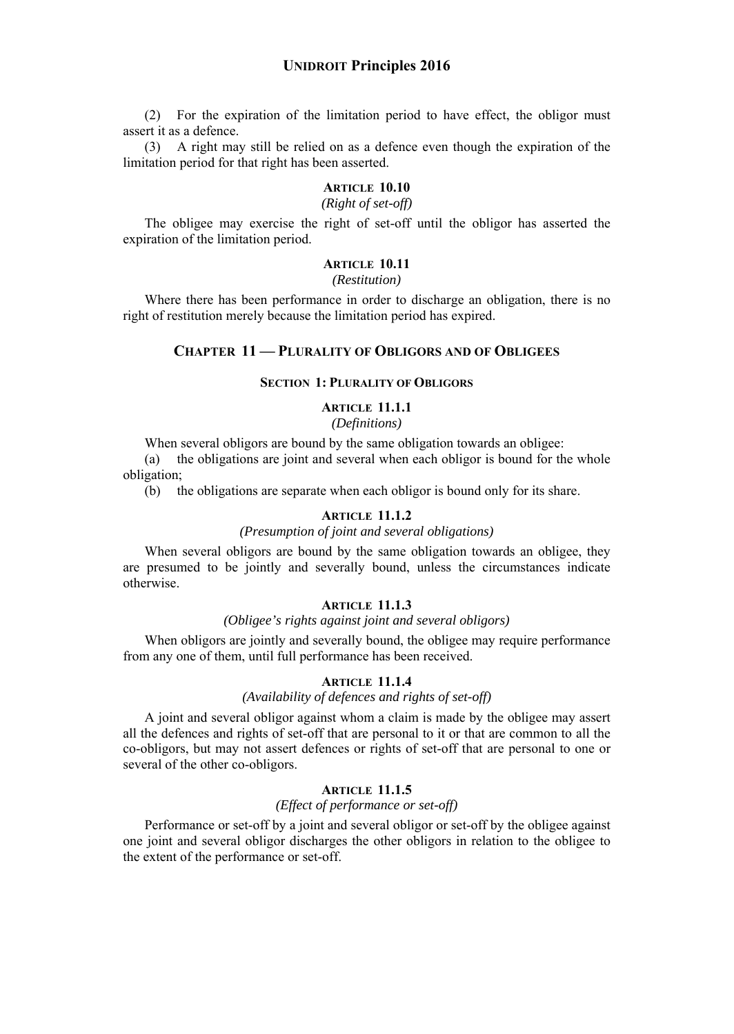(2) For the expiration of the limitation period to have effect, the obligor must assert it as a defence.

(3) A right may still be relied on as a defence even though the expiration of the limitation period for that right has been asserted.

#### ARTICLE 10.10
*(Right of set-off)*

The obligee may exercise the right of set-off until the obligor has asserted the expiration of the limitation period.

#### ARTICLE 10.11
*(Restitution)*

Where there has been performance in order to discharge an obligation, there is no right of restitution merely because the limitation period has expired.

## CHAPTER 11 — PLURALITY OF OBLIGORS AND OF OBLIGEES

### SECTION 1: PLURALITY OF OBLIGORS

#### ARTICLE 11.1.1
*(Definitions)*

When several obligors are bound by the same obligation towards an obligee:

(a) the obligations are joint and several when each obligor is bound for the whole obligation;

(b) the obligations are separate when each obligor is bound only for its share.

#### ARTICLE 11.1.2
*(Presumption of joint and several obligations)*

When several obligors are bound by the same obligation towards an obligee, they are presumed to be jointly and severally bound, unless the circumstances indicate otherwise.

#### ARTICLE 11.1.3
*(Obligee's rights against joint and several obligors)*

When obligors are jointly and severally bound, the obligee may require performance from any one of them, until full performance has been received.

#### ARTICLE 11.1.4
*(Availability of defences and rights of set-off)*

A joint and several obligor against whom a claim is made by the obligee may assert all the defences and rights of set-off that are personal to it or that are common to all the co-obligors, but may not assert defences or rights of set-off that are personal to one or several of the other co-obligors.

#### ARTICLE 11.1.5
*(Effect of performance or set-off)*

Performance or set-off by a joint and several obligor or set-off by the obligee against one joint and several obligor discharges the other obligors in relation to the obligee to the extent of the performance or set-off.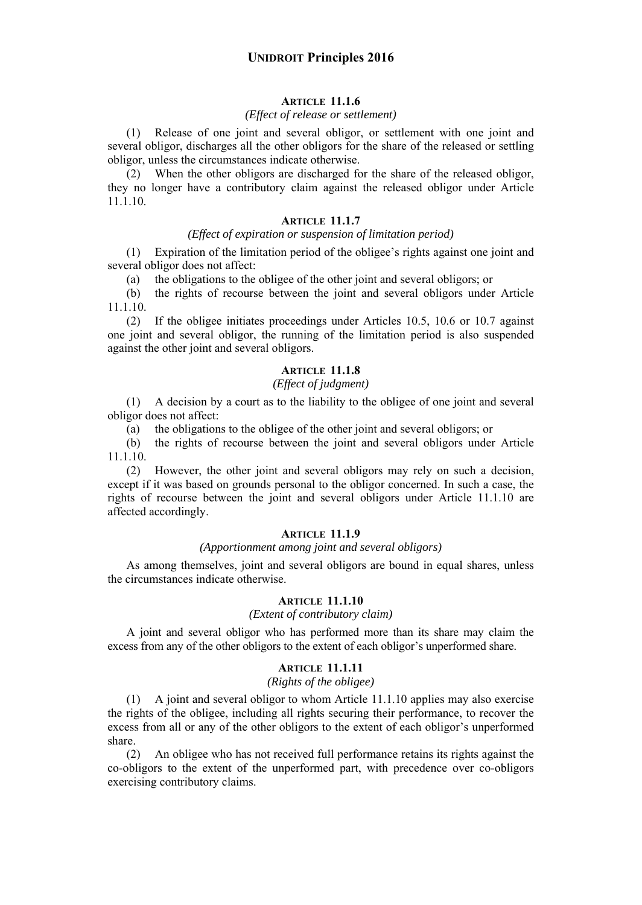### ARTICLE 11.1.6

*(Effect of release or settlement)*

(1) Release of one joint and several obligor, or settlement with one joint and several obligor, discharges all the other obligors for the share of the released or settling obligor, unless the circumstances indicate otherwise.

(2) When the other obligors are discharged for the share of the released obligor, they no longer have a contributory claim against the released obligor under Article 11.1.10.

### ARTICLE 11.1.7

*(Effect of expiration or suspension of limitation period)*

(1) Expiration of the limitation period of the obligee's rights against one joint and several obligor does not affect:

(a) the obligations to the obligee of the other joint and several obligors; or

(b) the rights of recourse between the joint and several obligors under Article 11.1.10.

(2) If the obligee initiates proceedings under Articles 10.5, 10.6 or 10.7 against one joint and several obligor, the running of the limitation period is also suspended against the other joint and several obligors.

### ARTICLE 11.1.8

*(Effect of judgment)*

(1) A decision by a court as to the liability to the obligee of one joint and several obligor does not affect:

(a) the obligations to the obligee of the other joint and several obligors; or

(b) the rights of recourse between the joint and several obligors under Article 11.1.10.

(2) However, the other joint and several obligors may rely on such a decision, except if it was based on grounds personal to the obligor concerned. In such a case, the rights of recourse between the joint and several obligors under Article 11.1.10 are affected accordingly.

### ARTICLE 11.1.9

*(Apportionment among joint and several obligors)*

As among themselves, joint and several obligors are bound in equal shares, unless the circumstances indicate otherwise.

### ARTICLE 11.1.10

*(Extent of contributory claim)*

A joint and several obligor who has performed more than its share may claim the excess from any of the other obligors to the extent of each obligor's unperformed share.

### ARTICLE 11.1.11

*(Rights of the obligee)*

(1) A joint and several obligor to whom Article 11.1.10 applies may also exercise the rights of the obligee, including all rights securing their performance, to recover the excess from all or any of the other obligors to the extent of each obligor's unperformed share.

(2) An obligee who has not received full performance retains its rights against the co-obligors to the extent of the unperformed part, with precedence over co-obligors exercising contributory claims.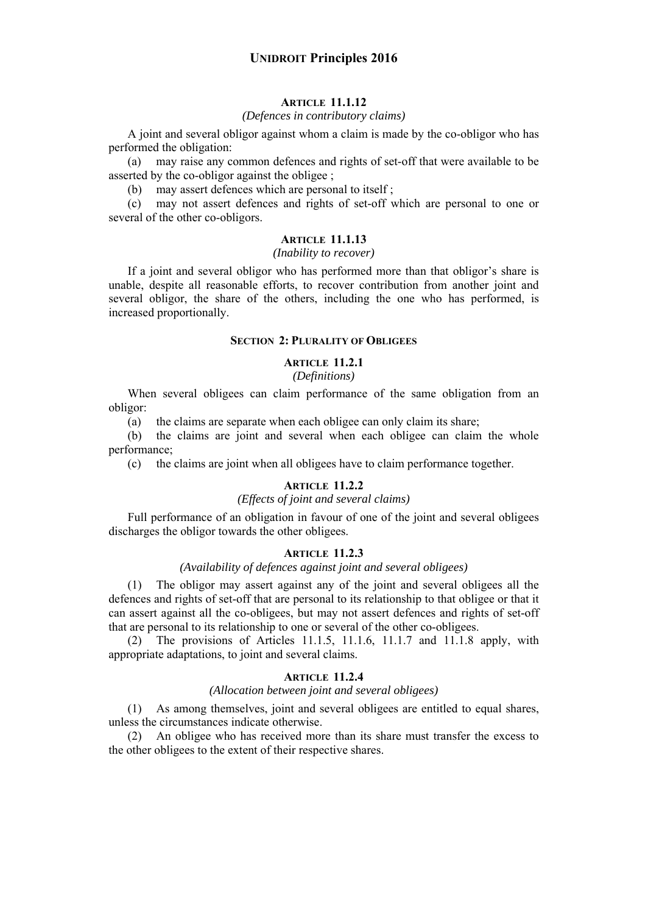### ARTICLE 11.1.12

*(Defences in contributory claims)*

A joint and several obligor against whom a claim is made by the co-obligor who has performed the obligation:

(a) may raise any common defences and rights of set-off that were available to be asserted by the co-obligor against the obligee ;

(b) may assert defences which are personal to itself ;

(c) may not assert defences and rights of set-off which are personal to one or several of the other co-obligors.

### ARTICLE 11.1.13

*(Inability to recover)*

If a joint and several obligor who has performed more than that obligor's share is unable, despite all reasonable efforts, to recover contribution from another joint and several obligor, the share of the others, including the one who has performed, is increased proportionally.

## SECTION 2: PLURALITY OF OBLIGEES

### ARTICLE 11.2.1

*(Definitions)*

When several obligees can claim performance of the same obligation from an obligor:

(a) the claims are separate when each obligee can only claim its share;

(b) the claims are joint and several when each obligee can claim the whole performance;

(c) the claims are joint when all obligees have to claim performance together.

### ARTICLE 11.2.2

*(Effects of joint and several claims)*

Full performance of an obligation in favour of one of the joint and several obligees discharges the obligor towards the other obligees.

### ARTICLE 11.2.3

*(Availability of defences against joint and several obligees)*

(1) The obligor may assert against any of the joint and several obligees all the defences and rights of set-off that are personal to its relationship to that obligee or that it can assert against all the co-obligees, but may not assert defences and rights of set-off that are personal to its relationship to one or several of the other co-obligees.

(2) The provisions of Articles 11.1.5, 11.1.6, 11.1.7 and 11.1.8 apply, with appropriate adaptations, to joint and several claims.

### ARTICLE 11.2.4

*(Allocation between joint and several obligees)*

(1) As among themselves, joint and several obligees are entitled to equal shares, unless the circumstances indicate otherwise.

(2) An obligee who has received more than its share must transfer the excess to the other obligees to the extent of their respective shares.